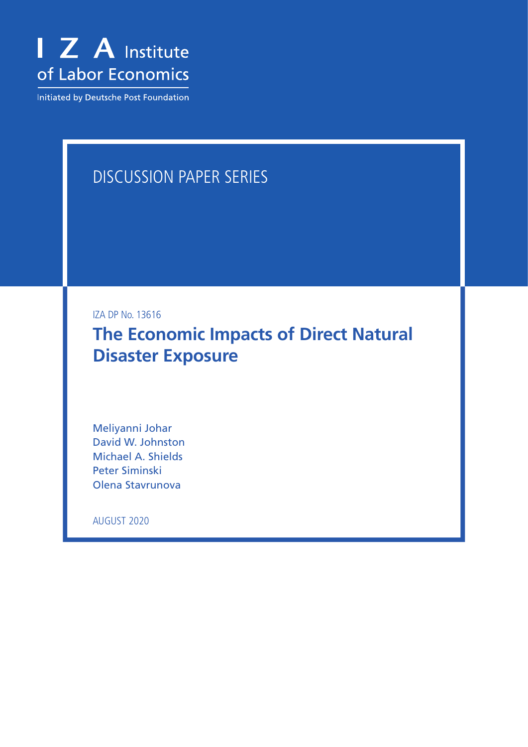I Z A Institute of Labor Economics

Initiated by Deutsche Post Foundation

DISCUSSION PAPER SERIES

IZA DP No. 13616

# The Economic Impacts of Direct Natural Disaster Exposure

Meliyanni Johar
David W. Johnston
Michael A. Shields
Peter Siminski
Olena Stavrunova

AUGUST 2020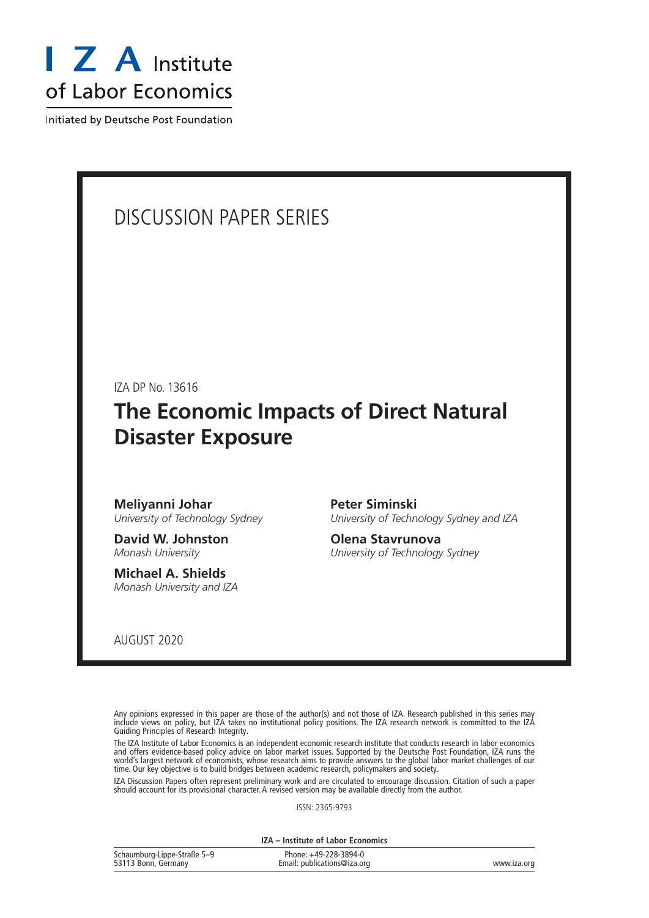I Z A Institute of Labor Economics

Initiated by Deutsche Post Foundation

DISCUSSION PAPER SERIES

IZA DP No. 13616

# The Economic Impacts of Direct Natural Disaster Exposure

**Meliyanni Johar**
*University of Technology Sydney*

**David W. Johnston**
*Monash University*

**Michael A. Shields**
*Monash University and IZA*

**Peter Siminski**
*University of Technology Sydney and IZA*

**Olena Stavrunova**
*University of Technology Sydney*

AUGUST 2020

Any opinions expressed in this paper are those of the author(s) and not those of IZA. Research published in this series may include views on policy, but IZA takes no institutional policy positions. The IZA research network is committed to the IZA Guiding Principles of Research Integrity.

The IZA Institute of Labor Economics is an independent economic research institute that conducts research in labor economics and offers evidence-based policy advice on labor market issues. Supported by the Deutsche Post Foundation, IZA runs the world's largest network of economists, whose research aims to provide answers to the global labor market challenges of our time. Our key objective is to build bridges between academic research, policymakers and society.

IZA Discussion Papers often represent preliminary work and are circulated to encourage discussion. Citation of such a paper should account for its provisional character. A revised version may be available directly from the author.

ISSN: 2365-9793

**IZA – Institute of Labor Economics**

| | | |
|---|---|---|
| Schaumburg-Lippe-Straße 5–9<br>53113 Bonn, Germany | Phone: +49-228-3894-0<br>Email: publications@iza.org | www.iza.org |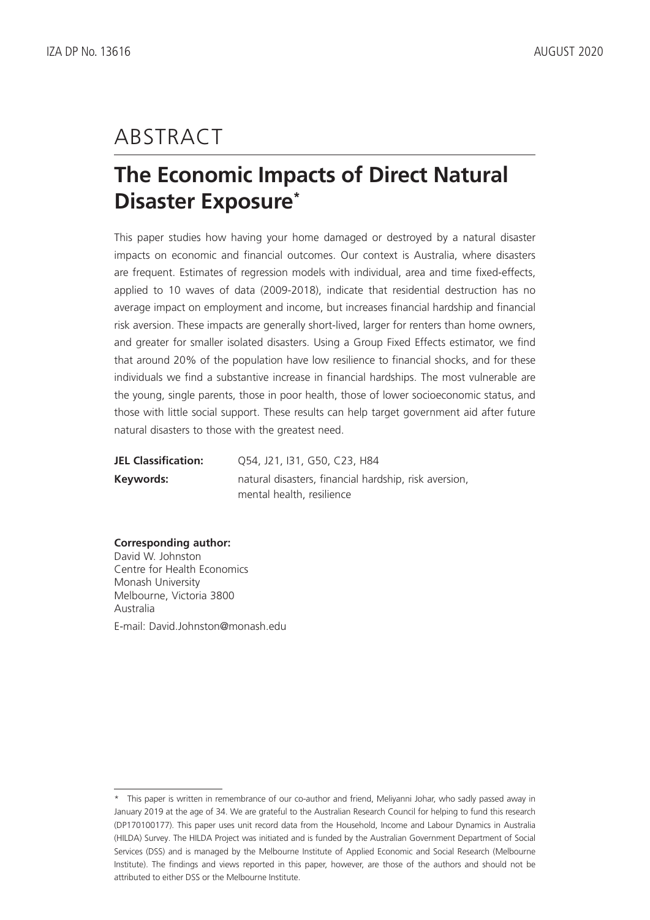# ABSTRACT

## The Economic Impacts of Direct Natural Disaster Exposure*

This paper studies how having your home damaged or destroyed by a natural disaster impacts on economic and financial outcomes. Our context is Australia, where disasters are frequent. Estimates of regression models with individual, area and time fixed-effects, applied to 10 waves of data (2009-2018), indicate that residential destruction has no average impact on employment and income, but increases financial hardship and financial risk aversion. These impacts are generally short-lived, larger for renters than home owners, and greater for smaller isolated disasters. Using a Group Fixed Effects estimator, we find that around 20% of the population have low resilience to financial shocks, and for these individuals we find a substantive increase in financial hardships. The most vulnerable are the young, single parents, those in poor health, those of lower socioeconomic status, and those with little social support. These results can help target government aid after future natural disasters to those with the greatest need.

**JEL Classification:** Q54, J21, I31, G50, C23, H84

**Keywords:** natural disasters, financial hardship, risk aversion, mental health, resilience

**Corresponding author:**
David W. Johnston
Centre for Health Economics
Monash University
Melbourne, Victoria 3800
Australia

E-mail: David.Johnston@monash.edu

---

* This paper is written in remembrance of our co-author and friend, Meliyanni Johar, who sadly passed away in January 2019 at the age of 34. We are grateful to the Australian Research Council for helping to fund this research (DP170100177). This paper uses unit record data from the Household, Income and Labour Dynamics in Australia (HILDA) Survey. The HILDA Project was initiated and is funded by the Australian Government Department of Social Services (DSS) and is managed by the Melbourne Institute of Applied Economic and Social Research (Melbourne Institute). The findings and views reported in this paper, however, are those of the authors and should not be attributed to either DSS or the Melbourne Institute.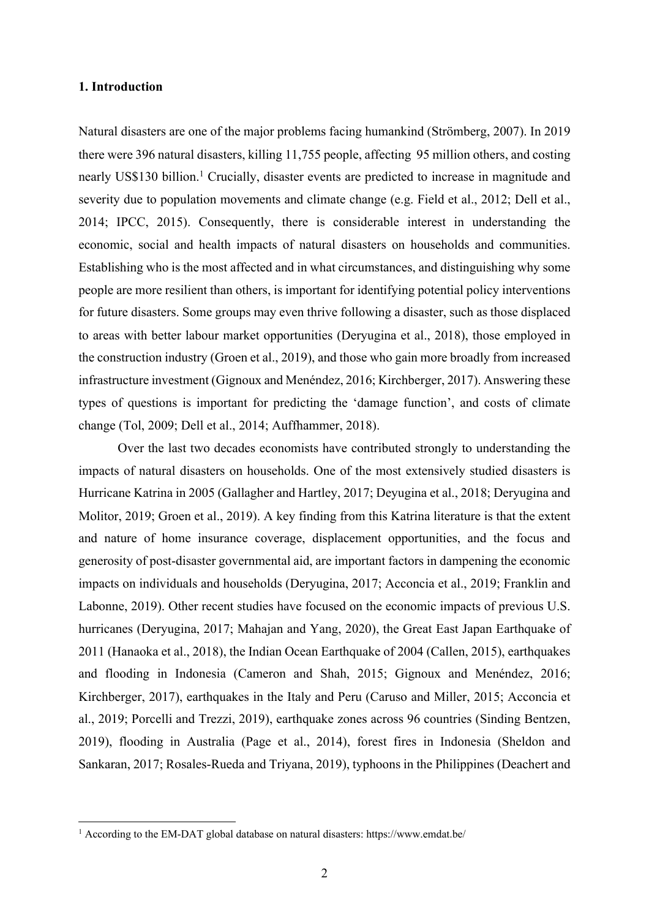## 1. Introduction

Natural disasters are one of the major problems facing humankind (Strömberg, 2007). In 2019 there were 396 natural disasters, killing 11,755 people, affecting 95 million others, and costing nearly US$130 billion.[1] Crucially, disaster events are predicted to increase in magnitude and severity due to population movements and climate change (e.g. Field et al., 2012; Dell et al., 2014; IPCC, 2015). Consequently, there is considerable interest in understanding the economic, social and health impacts of natural disasters on households and communities. Establishing who is the most affected and in what circumstances, and distinguishing why some people are more resilient than others, is important for identifying potential policy interventions for future disasters. Some groups may even thrive following a disaster, such as those displaced to areas with better labour market opportunities (Deryugina et al., 2018), those employed in the construction industry (Groen et al., 2019), and those who gain more broadly from increased infrastructure investment (Gignoux and Menéndez, 2016; Kirchberger, 2017). Answering these types of questions is important for predicting the 'damage function', and costs of climate change (Tol, 2009; Dell et al., 2014; Auffhammer, 2018).

Over the last two decades economists have contributed strongly to understanding the impacts of natural disasters on households. One of the most extensively studied disasters is Hurricane Katrina in 2005 (Gallagher and Hartley, 2017; Deyugina et al., 2018; Deryugina and Molitor, 2019; Groen et al., 2019). A key finding from this Katrina literature is that the extent and nature of home insurance coverage, displacement opportunities, and the focus and generosity of post-disaster governmental aid, are important factors in dampening the economic impacts on individuals and households (Deryugina, 2017; Acconcia et al., 2019; Franklin and Labonne, 2019). Other recent studies have focused on the economic impacts of previous U.S. hurricanes (Deryugina, 2017; Mahajan and Yang, 2020), the Great East Japan Earthquake of 2011 (Hanaoka et al., 2018), the Indian Ocean Earthquake of 2004 (Callen, 2015), earthquakes and flooding in Indonesia (Cameron and Shah, 2015; Gignoux and Menéndez, 2016; Kirchberger, 2017), earthquakes in the Italy and Peru (Caruso and Miller, 2015; Acconcia et al., 2019; Porcelli and Trezzi, 2019), earthquake zones across 96 countries (Sinding Bentzen, 2019), flooding in Australia (Page et al., 2014), forest fires in Indonesia (Sheldon and Sankaran, 2017; Rosales-Rueda and Triyana, 2019), typhoons in the Philippines (Deachert and

[1] According to the EM-DAT global database on natural disasters: https://www.emdat.be/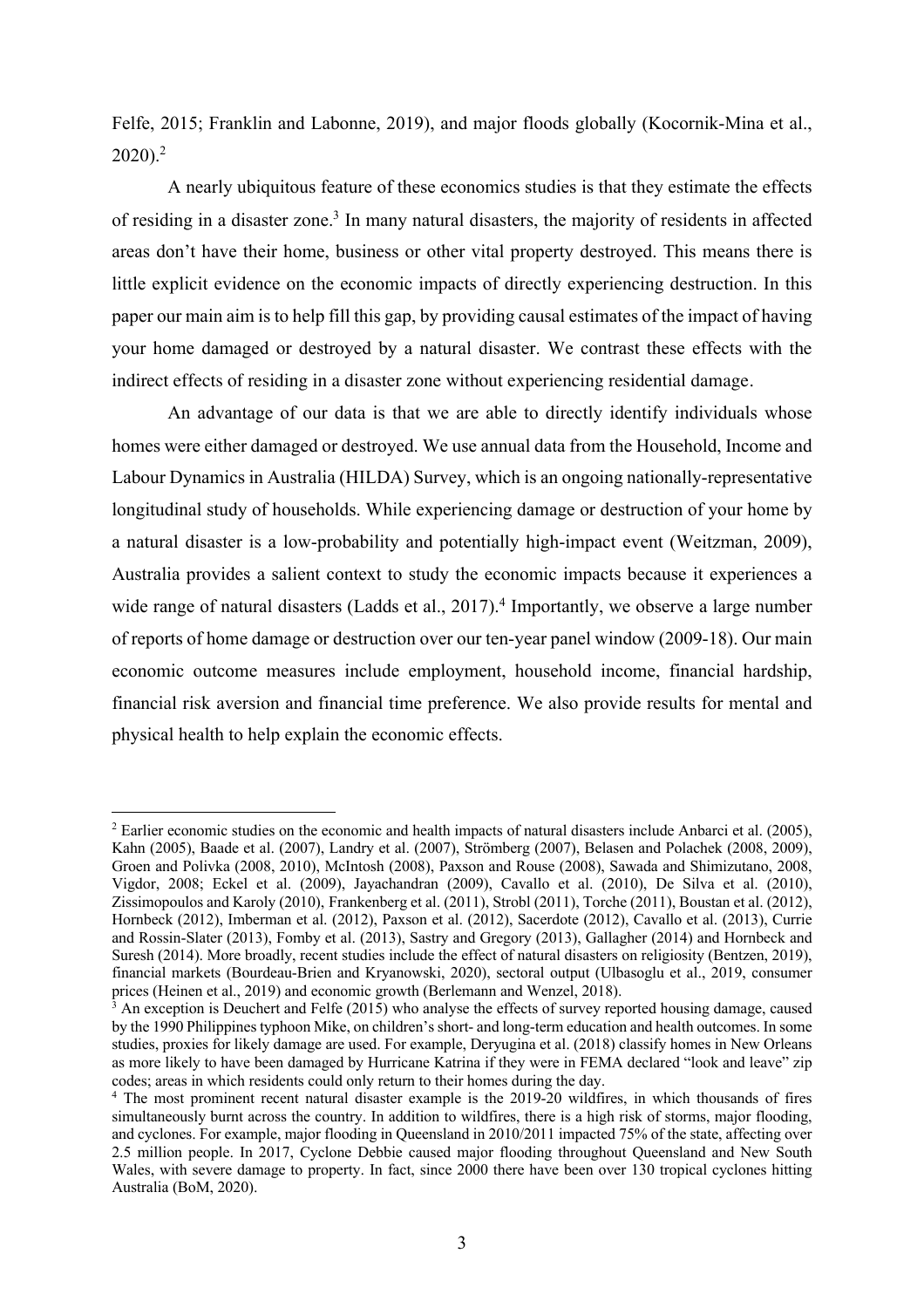Felfe, 2015; Franklin and Labonne, 2019), and major floods globally (Kocornik-Mina et al., 2020).[2]

A nearly ubiquitous feature of these economics studies is that they estimate the effects of residing in a disaster zone.[3] In many natural disasters, the majority of residents in affected areas don't have their home, business or other vital property destroyed. This means there is little explicit evidence on the economic impacts of directly experiencing destruction. In this paper our main aim is to help fill this gap, by providing causal estimates of the impact of having your home damaged or destroyed by a natural disaster. We contrast these effects with the indirect effects of residing in a disaster zone without experiencing residential damage.

An advantage of our data is that we are able to directly identify individuals whose homes were either damaged or destroyed. We use annual data from the Household, Income and Labour Dynamics in Australia (HILDA) Survey, which is an ongoing nationally-representative longitudinal study of households. While experiencing damage or destruction of your home by a natural disaster is a low-probability and potentially high-impact event (Weitzman, 2009), Australia provides a salient context to study the economic impacts because it experiences a wide range of natural disasters (Ladds et al., 2017).[4] Importantly, we observe a large number of reports of home damage or destruction over our ten-year panel window (2009-18). Our main economic outcome measures include employment, household income, financial hardship, financial risk aversion and financial time preference. We also provide results for mental and physical health to help explain the economic effects.

---

[2] Earlier economic studies on the economic and health impacts of natural disasters include Anbarci et al. (2005), Kahn (2005), Baade et al. (2007), Landry et al. (2007), Strömberg (2007), Belasen and Polachek (2008, 2009), Groen and Polivka (2008, 2010), McIntosh (2008), Paxson and Rouse (2008), Sawada and Shimizutano, 2008, Vigdor, 2008; Eckel et al. (2009), Jayachandran (2009), Cavallo et al. (2010), De Silva et al. (2010), Zissimopoulos and Karoly (2010), Frankenberg et al. (2011), Strobl (2011), Torche (2011), Boustan et al. (2012), Hornbeck (2012), Imberman et al. (2012), Paxson et al. (2012), Sacerdote (2012), Cavallo et al. (2013), Currie and Rossin-Slater (2013), Fomby et al. (2013), Sastry and Gregory (2013), Gallagher (2014) and Hornbeck and Suresh (2014). More broadly, recent studies include the effect of natural disasters on religiosity (Bentzen, 2019), financial markets (Bourdeau-Brien and Kryanowski, 2020), sectoral output (Ulbasoglu et al., 2019, consumer prices (Heinen et al., 2019) and economic growth (Berlemann and Wenzel, 2018).

[3] An exception is Deuchert and Felfe (2015) who analyse the effects of survey reported housing damage, caused by the 1990 Philippines typhoon Mike, on children's short- and long-term education and health outcomes. In some studies, proxies for likely damage are used. For example, Deryugina et al. (2018) classify homes in New Orleans as more likely to have been damaged by Hurricane Katrina if they were in FEMA declared "look and leave" zip codes; areas in which residents could only return to their homes during the day.

[4] The most prominent recent natural disaster example is the 2019-20 wildfires, in which thousands of fires simultaneously burnt across the country. In addition to wildfires, there is a high risk of storms, major flooding, and cyclones. For example, major flooding in Queensland in 2010/2011 impacted 75% of the state, affecting over 2.5 million people. In 2017, Cyclone Debbie caused major flooding throughout Queensland and New South Wales, with severe damage to property. In fact, since 2000 there have been over 130 tropical cyclones hitting Australia (BoM, 2020).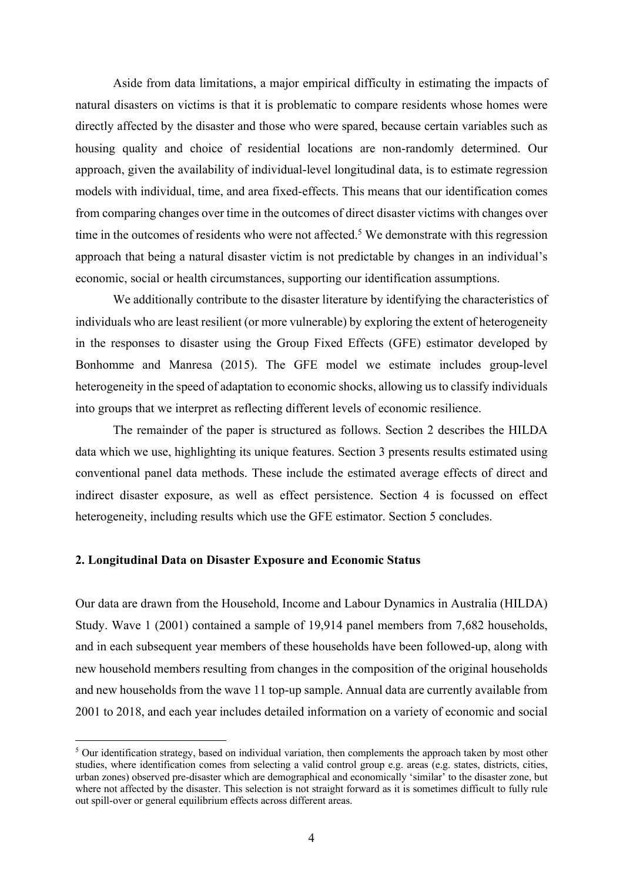Aside from data limitations, a major empirical difficulty in estimating the impacts of natural disasters on victims is that it is problematic to compare residents whose homes were directly affected by the disaster and those who were spared, because certain variables such as housing quality and choice of residential locations are non-randomly determined. Our approach, given the availability of individual-level longitudinal data, is to estimate regression models with individual, time, and area fixed-effects. This means that our identification comes from comparing changes over time in the outcomes of direct disaster victims with changes over time in the outcomes of residents who were not affected.[5] We demonstrate with this regression approach that being a natural disaster victim is not predictable by changes in an individual's economic, social or health circumstances, supporting our identification assumptions.

We additionally contribute to the disaster literature by identifying the characteristics of individuals who are least resilient (or more vulnerable) by exploring the extent of heterogeneity in the responses to disaster using the Group Fixed Effects (GFE) estimator developed by Bonhomme and Manresa (2015). The GFE model we estimate includes group-level heterogeneity in the speed of adaptation to economic shocks, allowing us to classify individuals into groups that we interpret as reflecting different levels of economic resilience.

The remainder of the paper is structured as follows. Section 2 describes the HILDA data which we use, highlighting its unique features. Section 3 presents results estimated using conventional panel data methods. These include the estimated average effects of direct and indirect disaster exposure, as well as effect persistence. Section 4 is focussed on effect heterogeneity, including results which use the GFE estimator. Section 5 concludes.

## 2. Longitudinal Data on Disaster Exposure and Economic Status

Our data are drawn from the Household, Income and Labour Dynamics in Australia (HILDA) Study. Wave 1 (2001) contained a sample of 19,914 panel members from 7,682 households, and in each subsequent year members of these households have been followed-up, along with new household members resulting from changes in the composition of the original households and new households from the wave 11 top-up sample. Annual data are currently available from 2001 to 2018, and each year includes detailed information on a variety of economic and social

[5] Our identification strategy, based on individual variation, then complements the approach taken by most other studies, where identification comes from selecting a valid control group e.g. areas (e.g. states, districts, cities, urban zones) observed pre-disaster which are demographical and economically 'similar' to the disaster zone, but where not affected by the disaster. This selection is not straight forward as it is sometimes difficult to fully rule out spill-over or general equilibrium effects across different areas.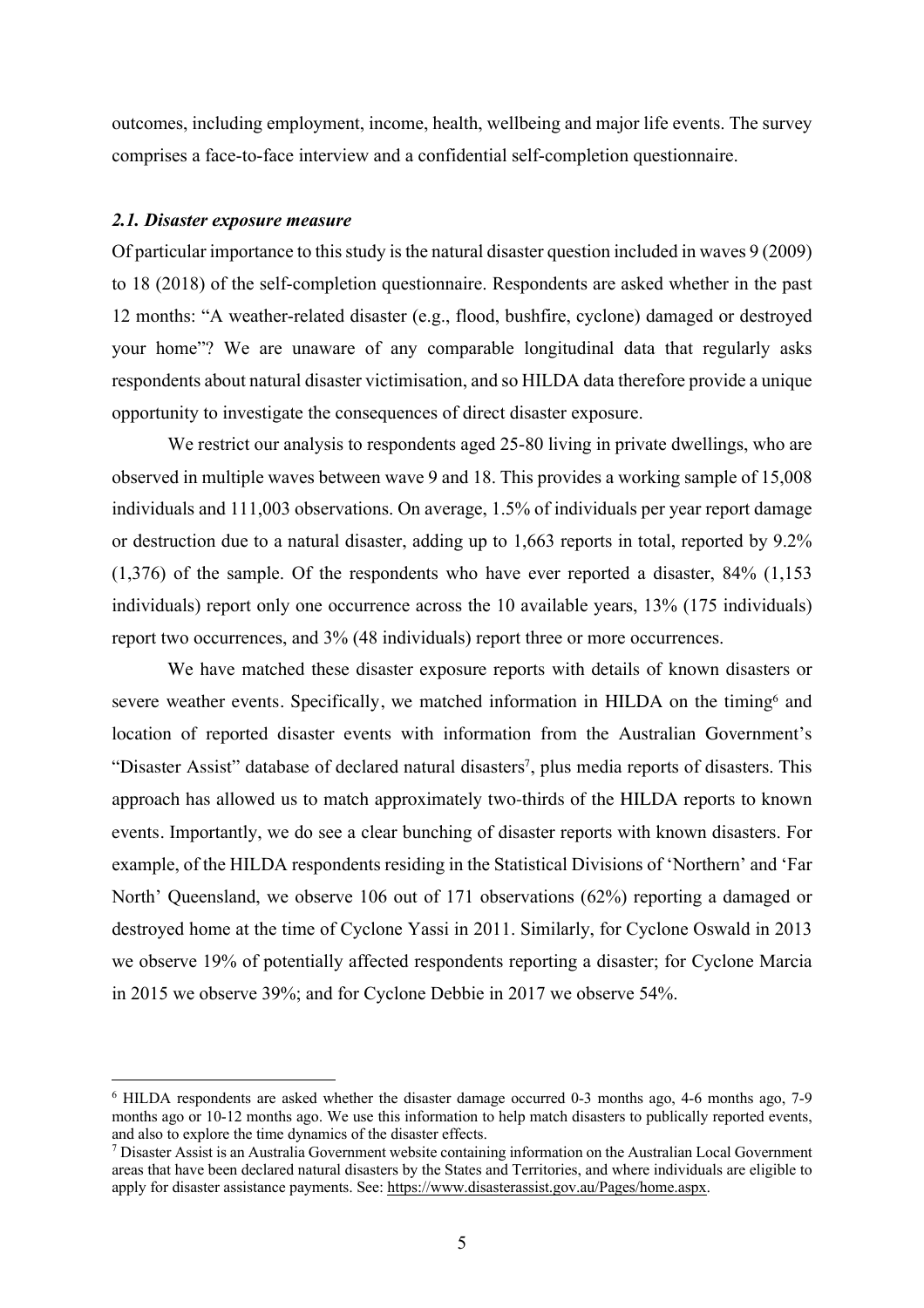outcomes, including employment, income, health, wellbeing and major life events. The survey comprises a face-to-face interview and a confidential self-completion questionnaire.

### *2.1. Disaster exposure measure*

Of particular importance to this study is the natural disaster question included in waves 9 (2009) to 18 (2018) of the self-completion questionnaire. Respondents are asked whether in the past 12 months: "A weather-related disaster (e.g., flood, bushfire, cyclone) damaged or destroyed your home"? We are unaware of any comparable longitudinal data that regularly asks respondents about natural disaster victimisation, and so HILDA data therefore provide a unique opportunity to investigate the consequences of direct disaster exposure.

We restrict our analysis to respondents aged 25-80 living in private dwellings, who are observed in multiple waves between wave 9 and 18. This provides a working sample of 15,008 individuals and 111,003 observations. On average, 1.5% of individuals per year report damage or destruction due to a natural disaster, adding up to 1,663 reports in total, reported by 9.2% (1,376) of the sample. Of the respondents who have ever reported a disaster, 84% (1,153 individuals) report only one occurrence across the 10 available years, 13% (175 individuals) report two occurrences, and 3% (48 individuals) report three or more occurrences.

We have matched these disaster exposure reports with details of known disasters or severe weather events. Specifically, we matched information in HILDA on the timing[6] and location of reported disaster events with information from the Australian Government's "Disaster Assist" database of declared natural disasters[7], plus media reports of disasters. This approach has allowed us to match approximately two-thirds of the HILDA reports to known events. Importantly, we do see a clear bunching of disaster reports with known disasters. For example, of the HILDA respondents residing in the Statistical Divisions of 'Northern' and 'Far North' Queensland, we observe 106 out of 171 observations (62%) reporting a damaged or destroyed home at the time of Cyclone Yassi in 2011. Similarly, for Cyclone Oswald in 2013 we observe 19% of potentially affected respondents reporting a disaster; for Cyclone Marcia in 2015 we observe 39%; and for Cyclone Debbie in 2017 we observe 54%.

---

[6] HILDA respondents are asked whether the disaster damage occurred 0-3 months ago, 4-6 months ago, 7-9 months ago or 10-12 months ago. We use this information to help match disasters to publically reported events, and also to explore the time dynamics of the disaster effects.

[7] Disaster Assist is an Australia Government website containing information on the Australian Local Government areas that have been declared natural disasters by the States and Territories, and where individuals are eligible to apply for disaster assistance payments. See: https://www.disasterassist.gov.au/Pages/home.aspx.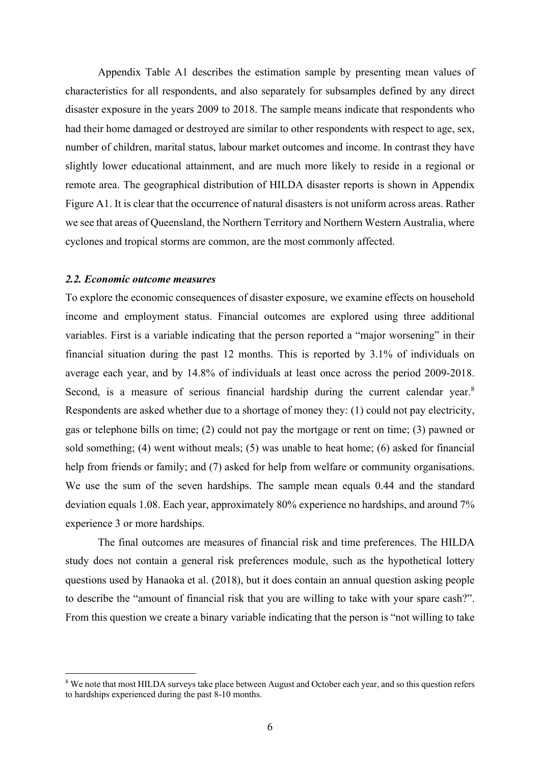Appendix Table A1 describes the estimation sample by presenting mean values of characteristics for all respondents, and also separately for subsamples defined by any direct disaster exposure in the years 2009 to 2018. The sample means indicate that respondents who had their home damaged or destroyed are similar to other respondents with respect to age, sex, number of children, marital status, labour market outcomes and income. In contrast they have slightly lower educational attainment, and are much more likely to reside in a regional or remote area. The geographical distribution of HILDA disaster reports is shown in Appendix Figure A1. It is clear that the occurrence of natural disasters is not uniform across areas. Rather we see that areas of Queensland, the Northern Territory and Northern Western Australia, where cyclones and tropical storms are common, are the most commonly affected.

### *2.2. Economic outcome measures*

To explore the economic consequences of disaster exposure, we examine effects on household income and employment status. Financial outcomes are explored using three additional variables. First is a variable indicating that the person reported a "major worsening" in their financial situation during the past 12 months. This is reported by 3.1% of individuals on average each year, and by 14.8% of individuals at least once across the period 2009-2018. Second, is a measure of serious financial hardship during the current calendar year.[8] Respondents are asked whether due to a shortage of money they: (1) could not pay electricity, gas or telephone bills on time; (2) could not pay the mortgage or rent on time; (3) pawned or sold something; (4) went without meals; (5) was unable to heat home; (6) asked for financial help from friends or family; and (7) asked for help from welfare or community organisations. We use the sum of the seven hardships. The sample mean equals 0.44 and the standard deviation equals 1.08. Each year, approximately 80% experience no hardships, and around 7% experience 3 or more hardships.

The final outcomes are measures of financial risk and time preferences. The HILDA study does not contain a general risk preferences module, such as the hypothetical lottery questions used by Hanaoka et al. (2018), but it does contain an annual question asking people to describe the "amount of financial risk that you are willing to take with your spare cash?". From this question we create a binary variable indicating that the person is "not willing to take

[8] We note that most HILDA surveys take place between August and October each year, and so this question refers to hardships experienced during the past 8-10 months.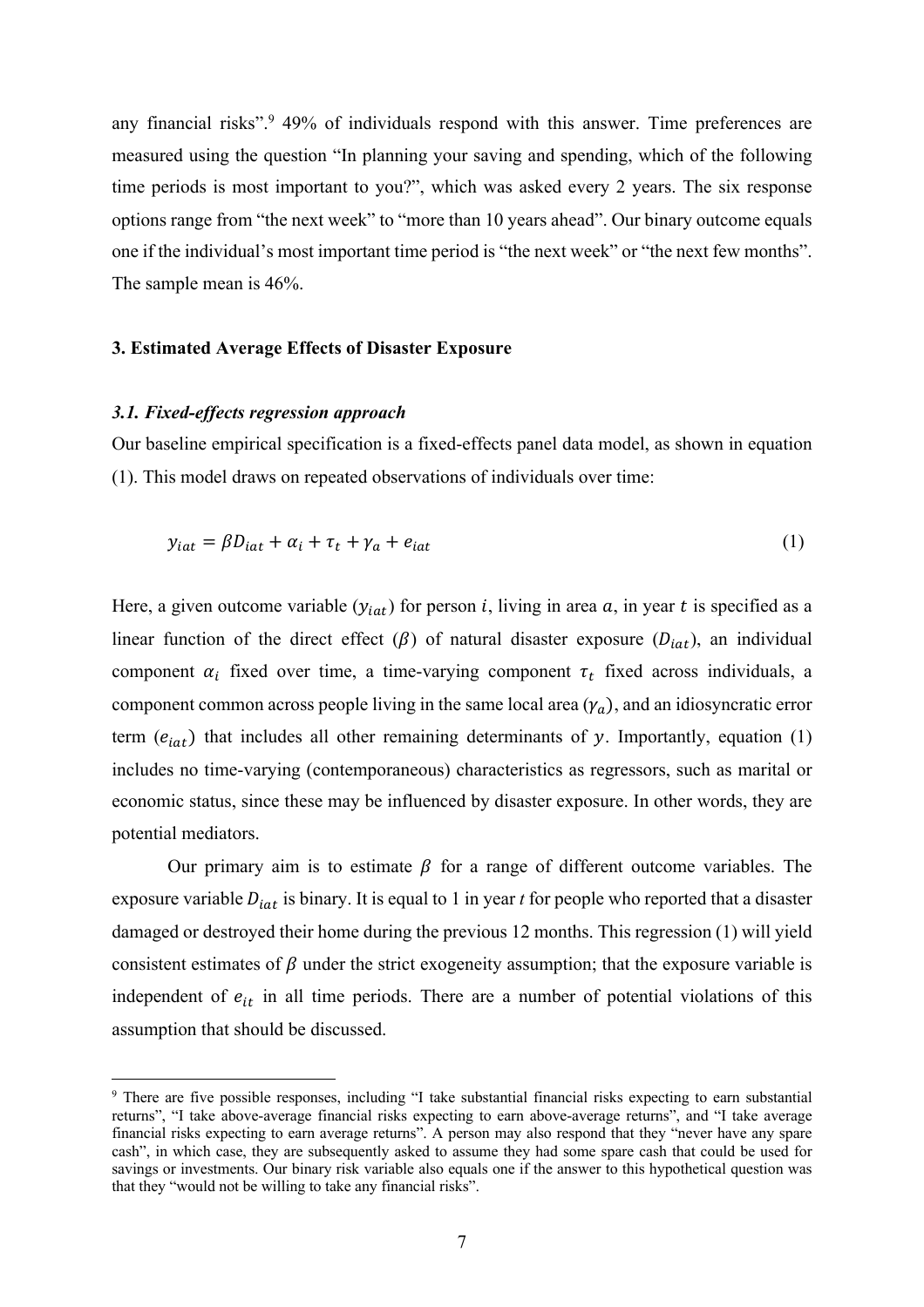any financial risks".[9] 49% of individuals respond with this answer. Time preferences are measured using the question "In planning your saving and spending, which of the following time periods is most important to you?", which was asked every 2 years. The six response options range from "the next week" to "more than 10 years ahead". Our binary outcome equals one if the individual's most important time period is "the next week" or "the next few months". The sample mean is 46%.

## 3. Estimated Average Effects of Disaster Exposure

### *3.1. Fixed-effects regression approach*

Our baseline empirical specification is a fixed-effects panel data model, as shown in equation (1). This model draws on repeated observations of individuals over time:

$$y_{iat} = \beta D_{iat} + \alpha_i + \tau_t + \gamma_a + e_{iat} \tag{1}$$

Here, a given outcome variable ($y_{iat}$) for person $i$, living in area $a$, in year $t$ is specified as a linear function of the direct effect ($\beta$) of natural disaster exposure ($D_{iat}$), an individual component $\alpha_i$ fixed over time, a time-varying component $\tau_t$ fixed across individuals, a component common across people living in the same local area ($\gamma_a$), and an idiosyncratic error term ($e_{iat}$) that includes all other remaining determinants of $y$. Importantly, equation (1) includes no time-varying (contemporaneous) characteristics as regressors, such as marital or economic status, since these may be influenced by disaster exposure. In other words, they are potential mediators.

Our primary aim is to estimate $\beta$ for a range of different outcome variables. The exposure variable $D_{iat}$ is binary. It is equal to 1 in year *t* for people who reported that a disaster damaged or destroyed their home during the previous 12 months. This regression (1) will yield consistent estimates of $\beta$ under the strict exogeneity assumption; that the exposure variable is independent of $e_{it}$ in all time periods. There are a number of potential violations of this assumption that should be discussed.

---

[9] There are five possible responses, including "I take substantial financial risks expecting to earn substantial returns", "I take above-average financial risks expecting to earn above-average returns", and "I take average financial risks expecting to earn average returns". A person may also respond that they "never have any spare cash", in which case, they are subsequently asked to assume they had some spare cash that could be used for savings or investments. Our binary risk variable also equals one if the answer to this hypothetical question was that they "would not be willing to take any financial risks".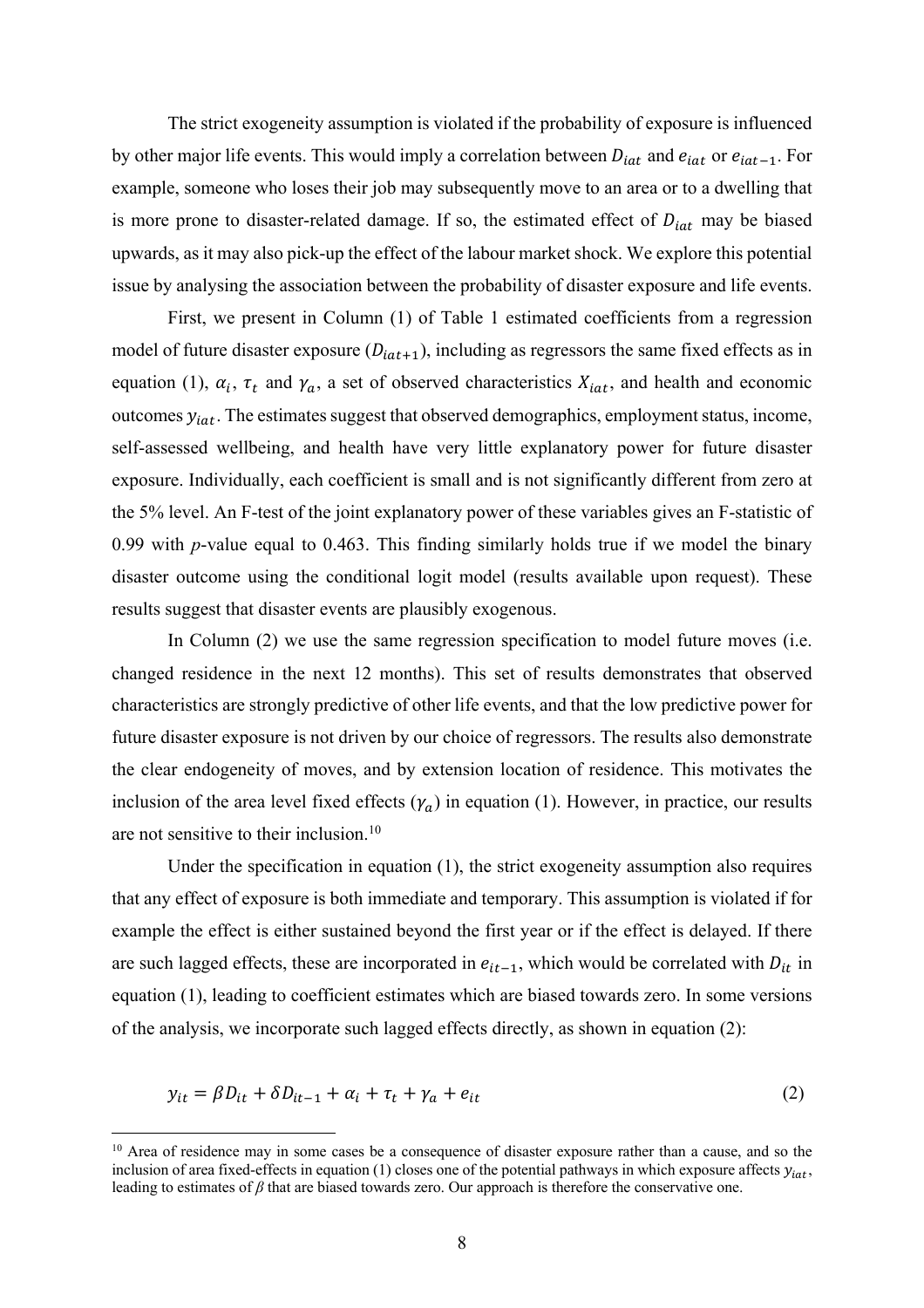The strict exogeneity assumption is violated if the probability of exposure is influenced by other major life events. This would imply a correlation between $D_{iat}$ and $e_{iat}$ or $e_{iat-1}$. For example, someone who loses their job may subsequently move to an area or to a dwelling that is more prone to disaster-related damage. If so, the estimated effect of $D_{iat}$ may be biased upwards, as it may also pick-up the effect of the labour market shock. We explore this potential issue by analysing the association between the probability of disaster exposure and life events.

First, we present in Column (1) of Table 1 estimated coefficients from a regression model of future disaster exposure ($D_{iat+1}$), including as regressors the same fixed effects as in equation (1), $\alpha_i$, $\tau_t$ and $\gamma_a$, a set of observed characteristics $X_{iat}$, and health and economic outcomes $y_{iat}$. The estimates suggest that observed demographics, employment status, income, self-assessed wellbeing, and health have very little explanatory power for future disaster exposure. Individually, each coefficient is small and is not significantly different from zero at the 5% level. An F-test of the joint explanatory power of these variables gives an F-statistic of 0.99 with *p*-value equal to 0.463. This finding similarly holds true if we model the binary disaster outcome using the conditional logit model (results available upon request). These results suggest that disaster events are plausibly exogenous.

In Column (2) we use the same regression specification to model future moves (i.e. changed residence in the next 12 months). This set of results demonstrates that observed characteristics are strongly predictive of other life events, and that the low predictive power for future disaster exposure is not driven by our choice of regressors. The results also demonstrate the clear endogeneity of moves, and by extension location of residence. This motivates the inclusion of the area level fixed effects ($\gamma_a$) in equation (1). However, in practice, our results are not sensitive to their inclusion.[10]

Under the specification in equation (1), the strict exogeneity assumption also requires that any effect of exposure is both immediate and temporary. This assumption is violated if for example the effect is either sustained beyond the first year or if the effect is delayed. If there are such lagged effects, these are incorporated in $e_{it-1}$, which would be correlated with $D_{it}$ in equation (1), leading to coefficient estimates which are biased towards zero. In some versions of the analysis, we incorporate such lagged effects directly, as shown in equation (2):

$$y_{it} = \beta D_{it} + \delta D_{it-1} + \alpha_i + \tau_t + \gamma_a + e_{it} \tag{2}$$

[10] Area of residence may in some cases be a consequence of disaster exposure rather than a cause, and so the inclusion of area fixed-effects in equation (1) closes one of the potential pathways in which exposure affects $y_{iat}$, leading to estimates of $\beta$ that are biased towards zero. Our approach is therefore the conservative one.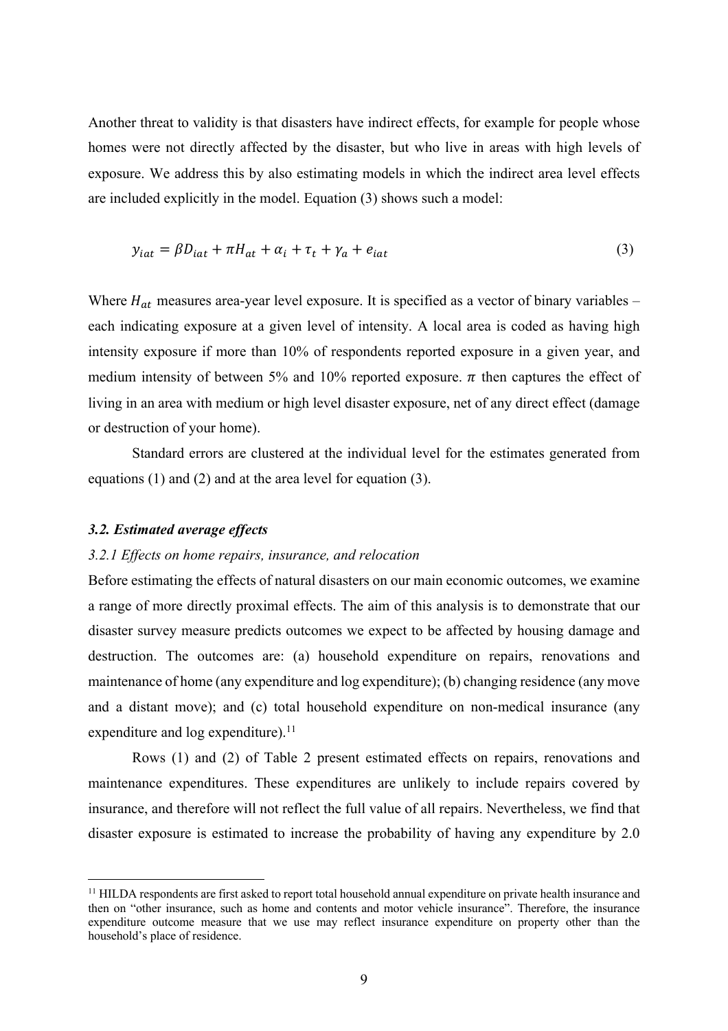Another threat to validity is that disasters have indirect effects, for example for people whose homes were not directly affected by the disaster, but who live in areas with high levels of exposure. We address this by also estimating models in which the indirect area level effects are included explicitly in the model. Equation (3) shows such a model:

$$y_{iat} = \beta D_{iat} + \pi H_{at} + \alpha_i + \tau_t + \gamma_a + e_{iat} \tag{3}$$

Where $H_{at}$ measures area-year level exposure. It is specified as a vector of binary variables – each indicating exposure at a given level of intensity. A local area is coded as having high intensity exposure if more than 10% of respondents reported exposure in a given year, and medium intensity of between 5% and 10% reported exposure. $\pi$ then captures the effect of living in an area with medium or high level disaster exposure, net of any direct effect (damage or destruction of your home).

Standard errors are clustered at the individual level for the estimates generated from equations (1) and (2) and at the area level for equation (3).

### *3.2. Estimated average effects*

#### *3.2.1 Effects on home repairs, insurance, and relocation*

Before estimating the effects of natural disasters on our main economic outcomes, we examine a range of more directly proximal effects. The aim of this analysis is to demonstrate that our disaster survey measure predicts outcomes we expect to be affected by housing damage and destruction. The outcomes are: (a) household expenditure on repairs, renovations and maintenance of home (any expenditure and log expenditure); (b) changing residence (any move and a distant move); and (c) total household expenditure on non-medical insurance (any expenditure and log expenditure).[11]

Rows (1) and (2) of Table 2 present estimated effects on repairs, renovations and maintenance expenditures. These expenditures are unlikely to include repairs covered by insurance, and therefore will not reflect the full value of all repairs. Nevertheless, we find that disaster exposure is estimated to increase the probability of having any expenditure by 2.0

[11] HILDA respondents are first asked to report total household annual expenditure on private health insurance and then on "other insurance, such as home and contents and motor vehicle insurance". Therefore, the insurance expenditure outcome measure that we use may reflect insurance expenditure on property other than the household's place of residence.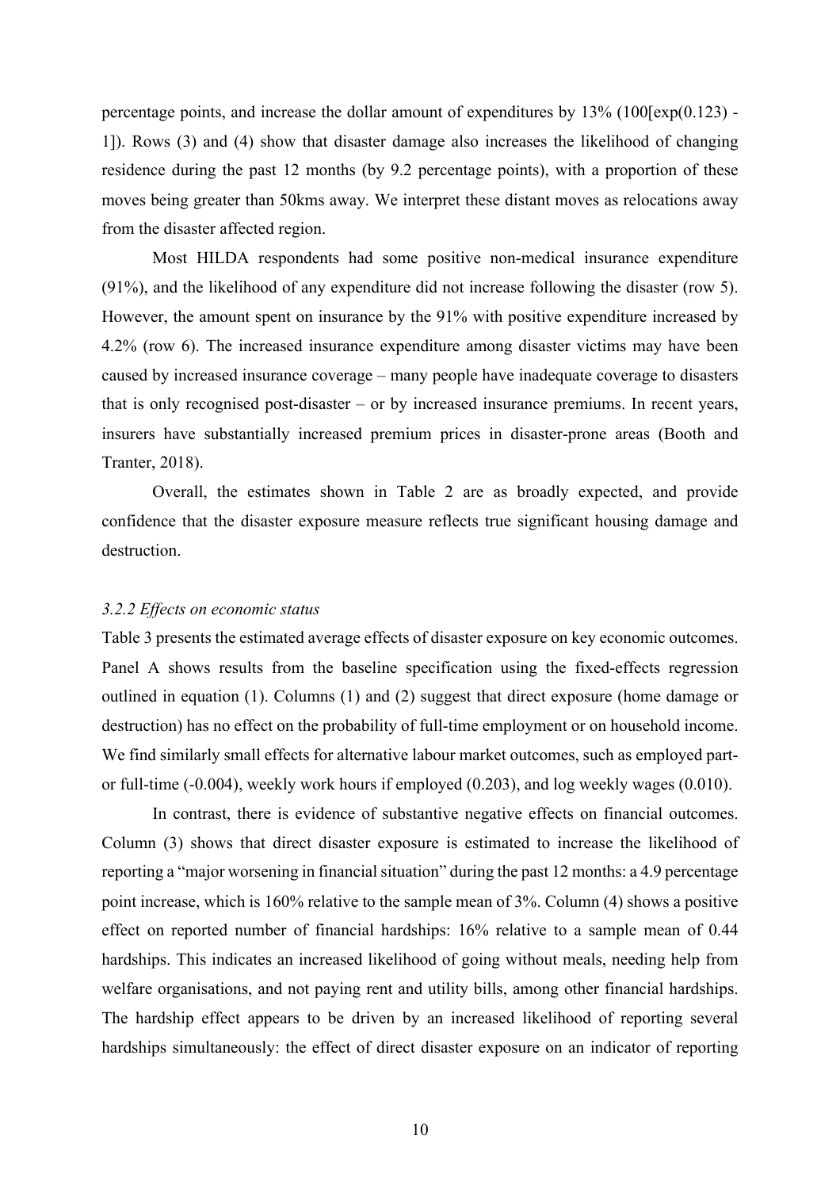percentage points, and increase the dollar amount of expenditures by 13% (100[exp(0.123) - 1]). Rows (3) and (4) show that disaster damage also increases the likelihood of changing residence during the past 12 months (by 9.2 percentage points), with a proportion of these moves being greater than 50kms away. We interpret these distant moves as relocations away from the disaster affected region.

Most HILDA respondents had some positive non-medical insurance expenditure (91%), and the likelihood of any expenditure did not increase following the disaster (row 5). However, the amount spent on insurance by the 91% with positive expenditure increased by 4.2% (row 6). The increased insurance expenditure among disaster victims may have been caused by increased insurance coverage – many people have inadequate coverage to disasters that is only recognised post-disaster – or by increased insurance premiums. In recent years, insurers have substantially increased premium prices in disaster-prone areas (Booth and Tranter, 2018).

Overall, the estimates shown in Table 2 are as broadly expected, and provide confidence that the disaster exposure measure reflects true significant housing damage and destruction.

### *3.2.2 Effects on economic status*

Table 3 presents the estimated average effects of disaster exposure on key economic outcomes. Panel A shows results from the baseline specification using the fixed-effects regression outlined in equation (1). Columns (1) and (2) suggest that direct exposure (home damage or destruction) has no effect on the probability of full-time employment or on household income. We find similarly small effects for alternative labour market outcomes, such as employed part- or full-time (-0.004), weekly work hours if employed (0.203), and log weekly wages (0.010).

In contrast, there is evidence of substantive negative effects on financial outcomes. Column (3) shows that direct disaster exposure is estimated to increase the likelihood of reporting a "major worsening in financial situation" during the past 12 months: a 4.9 percentage point increase, which is 160% relative to the sample mean of 3%. Column (4) shows a positive effect on reported number of financial hardships: 16% relative to a sample mean of 0.44 hardships. This indicates an increased likelihood of going without meals, needing help from welfare organisations, and not paying rent and utility bills, among other financial hardships. The hardship effect appears to be driven by an increased likelihood of reporting several hardships simultaneously: the effect of direct disaster exposure on an indicator of reporting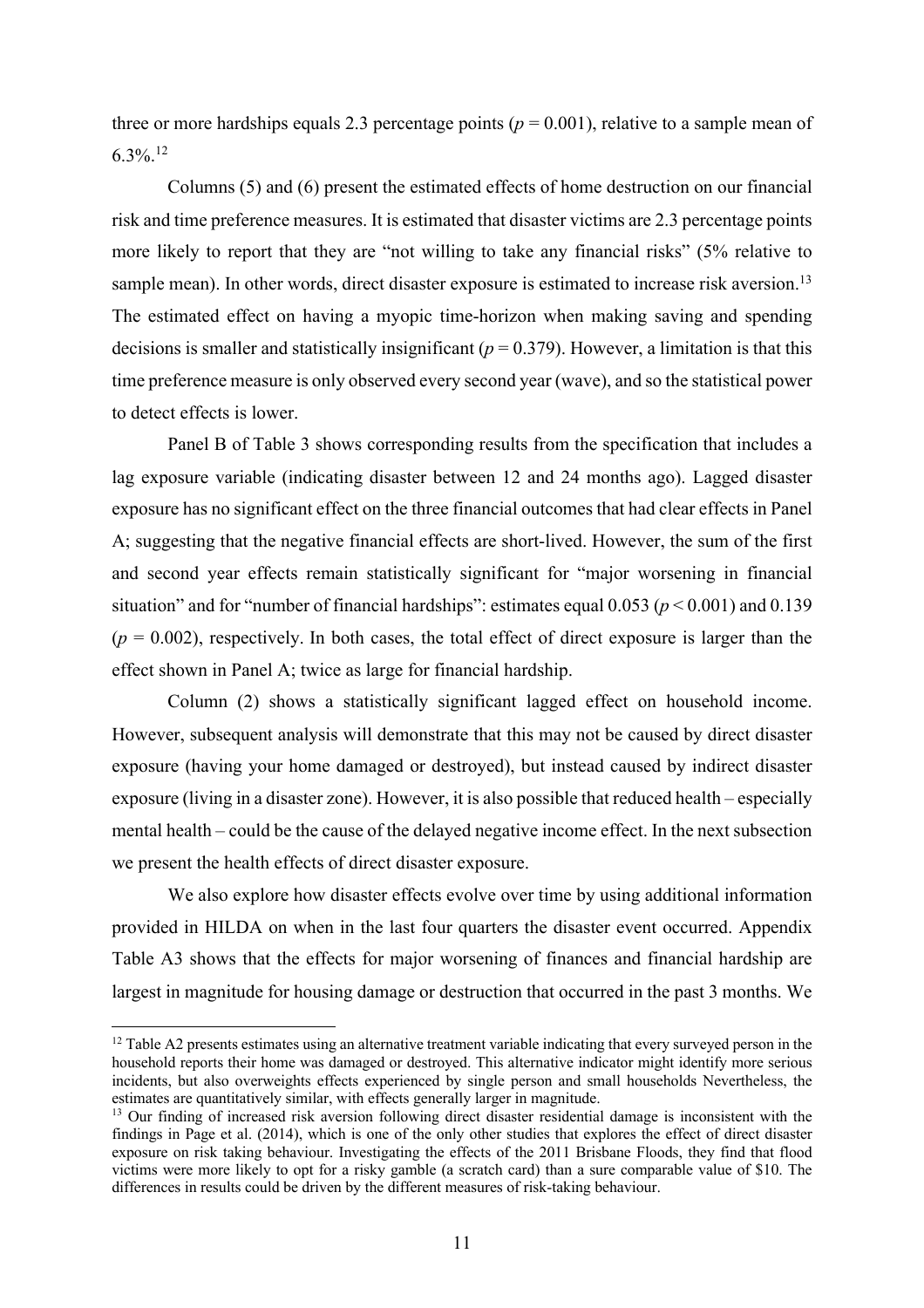three or more hardships equals 2.3 percentage points ($p = 0.001$), relative to a sample mean of 6.3%.[12]

Columns (5) and (6) present the estimated effects of home destruction on our financial risk and time preference measures. It is estimated that disaster victims are 2.3 percentage points more likely to report that they are "not willing to take any financial risks" (5% relative to sample mean). In other words, direct disaster exposure is estimated to increase risk aversion.[13] The estimated effect on having a myopic time-horizon when making saving and spending decisions is smaller and statistically insignificant ($p = 0.379$). However, a limitation is that this time preference measure is only observed every second year (wave), and so the statistical power to detect effects is lower.

Panel B of Table 3 shows corresponding results from the specification that includes a lag exposure variable (indicating disaster between 12 and 24 months ago). Lagged disaster exposure has no significant effect on the three financial outcomes that had clear effects in Panel A; suggesting that the negative financial effects are short-lived. However, the sum of the first and second year effects remain statistically significant for "major worsening in financial situation" and for "number of financial hardships": estimates equal 0.053 ($p < 0.001$) and 0.139 ($p = 0.002$), respectively. In both cases, the total effect of direct exposure is larger than the effect shown in Panel A; twice as large for financial hardship.

Column (2) shows a statistically significant lagged effect on household income. However, subsequent analysis will demonstrate that this may not be caused by direct disaster exposure (having your home damaged or destroyed), but instead caused by indirect disaster exposure (living in a disaster zone). However, it is also possible that reduced health – especially mental health – could be the cause of the delayed negative income effect. In the next subsection we present the health effects of direct disaster exposure.

We also explore how disaster effects evolve over time by using additional information provided in HILDA on when in the last four quarters the disaster event occurred. Appendix Table A3 shows that the effects for major worsening of finances and financial hardship are largest in magnitude for housing damage or destruction that occurred in the past 3 months. We

---

[12] Table A2 presents estimates using an alternative treatment variable indicating that every surveyed person in the household reports their home was damaged or destroyed. This alternative indicator might identify more serious incidents, but also overweights effects experienced by single person and small households Nevertheless, the estimates are quantitatively similar, with effects generally larger in magnitude.

[13] Our finding of increased risk aversion following direct disaster residential damage is inconsistent with the findings in Page et al. (2014), which is one of the only other studies that explores the effect of direct disaster exposure on risk taking behaviour. Investigating the effects of the 2011 Brisbane Floods, they find that flood victims were more likely to opt for a risky gamble (a scratch card) than a sure comparable value of $10. The differences in results could be driven by the different measures of risk-taking behaviour.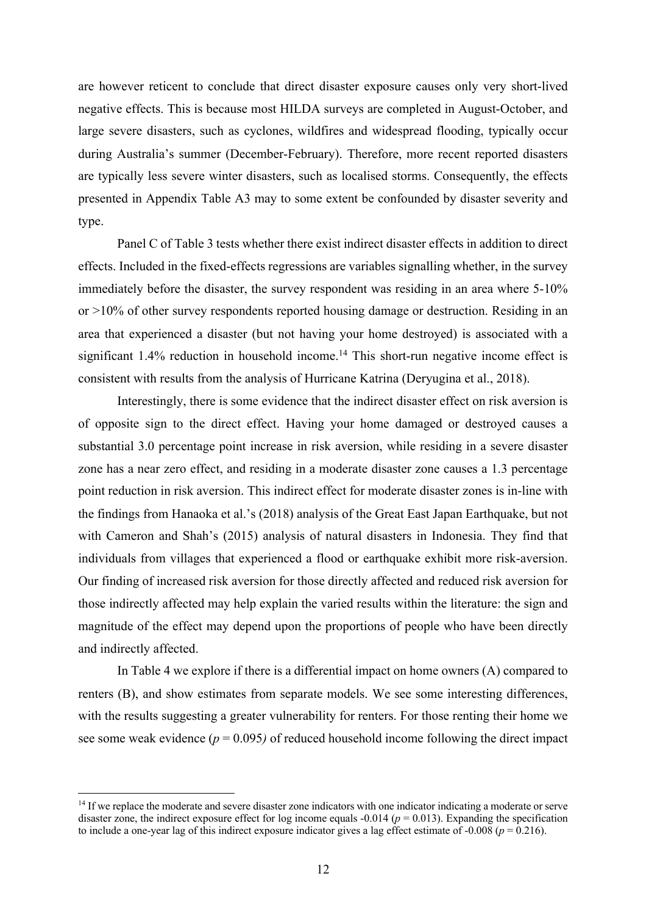are however reticent to conclude that direct disaster exposure causes only very short-lived negative effects. This is because most HILDA surveys are completed in August-October, and large severe disasters, such as cyclones, wildfires and widespread flooding, typically occur during Australia's summer (December-February). Therefore, more recent reported disasters are typically less severe winter disasters, such as localised storms. Consequently, the effects presented in Appendix Table A3 may to some extent be confounded by disaster severity and type.

Panel C of Table 3 tests whether there exist indirect disaster effects in addition to direct effects. Included in the fixed-effects regressions are variables signalling whether, in the survey immediately before the disaster, the survey respondent was residing in an area where 5-10% or >10% of other survey respondents reported housing damage or destruction. Residing in an area that experienced a disaster (but not having your home destroyed) is associated with a significant 1.4% reduction in household income.[14] This short-run negative income effect is consistent with results from the analysis of Hurricane Katrina (Deryugina et al., 2018).

Interestingly, there is some evidence that the indirect disaster effect on risk aversion is of opposite sign to the direct effect. Having your home damaged or destroyed causes a substantial 3.0 percentage point increase in risk aversion, while residing in a severe disaster zone has a near zero effect, and residing in a moderate disaster zone causes a 1.3 percentage point reduction in risk aversion. This indirect effect for moderate disaster zones is in-line with the findings from Hanaoka et al.'s (2018) analysis of the Great East Japan Earthquake, but not with Cameron and Shah's (2015) analysis of natural disasters in Indonesia. They find that individuals from villages that experienced a flood or earthquake exhibit more risk-aversion. Our finding of increased risk aversion for those directly affected and reduced risk aversion for those indirectly affected may help explain the varied results within the literature: the sign and magnitude of the effect may depend upon the proportions of people who have been directly and indirectly affected.

In Table 4 we explore if there is a differential impact on home owners (A) compared to renters (B), and show estimates from separate models. We see some interesting differences, with the results suggesting a greater vulnerability for renters. For those renting their home we see some weak evidence ($p = 0.095$) of reduced household income following the direct impact

[14] If we replace the moderate and severe disaster zone indicators with one indicator indicating a moderate or serve disaster zone, the indirect exposure effect for log income equals -0.014 ($p = 0.013$). Expanding the specification to include a one-year lag of this indirect exposure indicator gives a lag effect estimate of -0.008 ($p = 0.216$).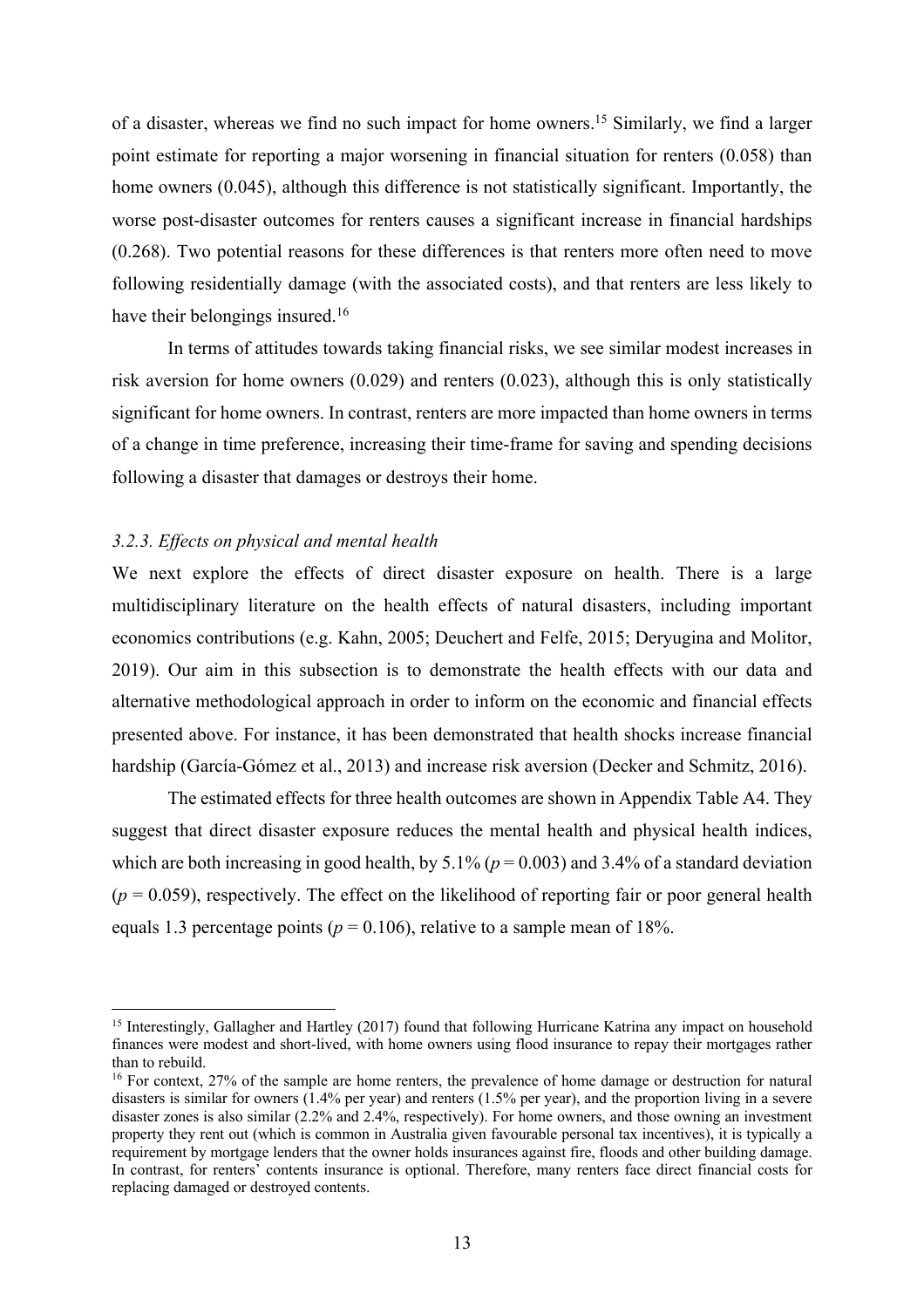of a disaster, whereas we find no such impact for home owners.[15] Similarly, we find a larger point estimate for reporting a major worsening in financial situation for renters (0.058) than home owners (0.045), although this difference is not statistically significant. Importantly, the worse post-disaster outcomes for renters causes a significant increase in financial hardships (0.268). Two potential reasons for these differences is that renters more often need to move following residentially damage (with the associated costs), and that renters are less likely to have their belongings insured.[16]

In terms of attitudes towards taking financial risks, we see similar modest increases in risk aversion for home owners (0.029) and renters (0.023), although this is only statistically significant for home owners. In contrast, renters are more impacted than home owners in terms of a change in time preference, increasing their time-frame for saving and spending decisions following a disaster that damages or destroys their home.

### *3.2.3. Effects on physical and mental health*

We next explore the effects of direct disaster exposure on health. There is a large multidisciplinary literature on the health effects of natural disasters, including important economics contributions (e.g. Kahn, 2005; Deuchert and Felfe, 2015; Deryugina and Molitor, 2019). Our aim in this subsection is to demonstrate the health effects with our data and alternative methodological approach in order to inform on the economic and financial effects presented above. For instance, it has been demonstrated that health shocks increase financial hardship (García-Gómez et al., 2013) and increase risk aversion (Decker and Schmitz, 2016).

The estimated effects for three health outcomes are shown in Appendix Table A4. They suggest that direct disaster exposure reduces the mental health and physical health indices, which are both increasing in good health, by 5.1% ($p = 0.003$) and 3.4% of a standard deviation ($p = 0.059$), respectively. The effect on the likelihood of reporting fair or poor general health equals 1.3 percentage points ($p = 0.106$), relative to a sample mean of 18%.

---

[15] Interestingly, Gallagher and Hartley (2017) found that following Hurricane Katrina any impact on household finances were modest and short-lived, with home owners using flood insurance to repay their mortgages rather than to rebuild.

[16] For context, 27% of the sample are home renters, the prevalence of home damage or destruction for natural disasters is similar for owners (1.4% per year) and renters (1.5% per year), and the proportion living in a severe disaster zones is also similar (2.2% and 2.4%, respectively). For home owners, and those owning an investment property they rent out (which is common in Australia given favourable personal tax incentives), it is typically a requirement by mortgage lenders that the owner holds insurances against fire, floods and other building damage. In contrast, for renters' contents insurance is optional. Therefore, many renters face direct financial costs for replacing damaged or destroyed contents.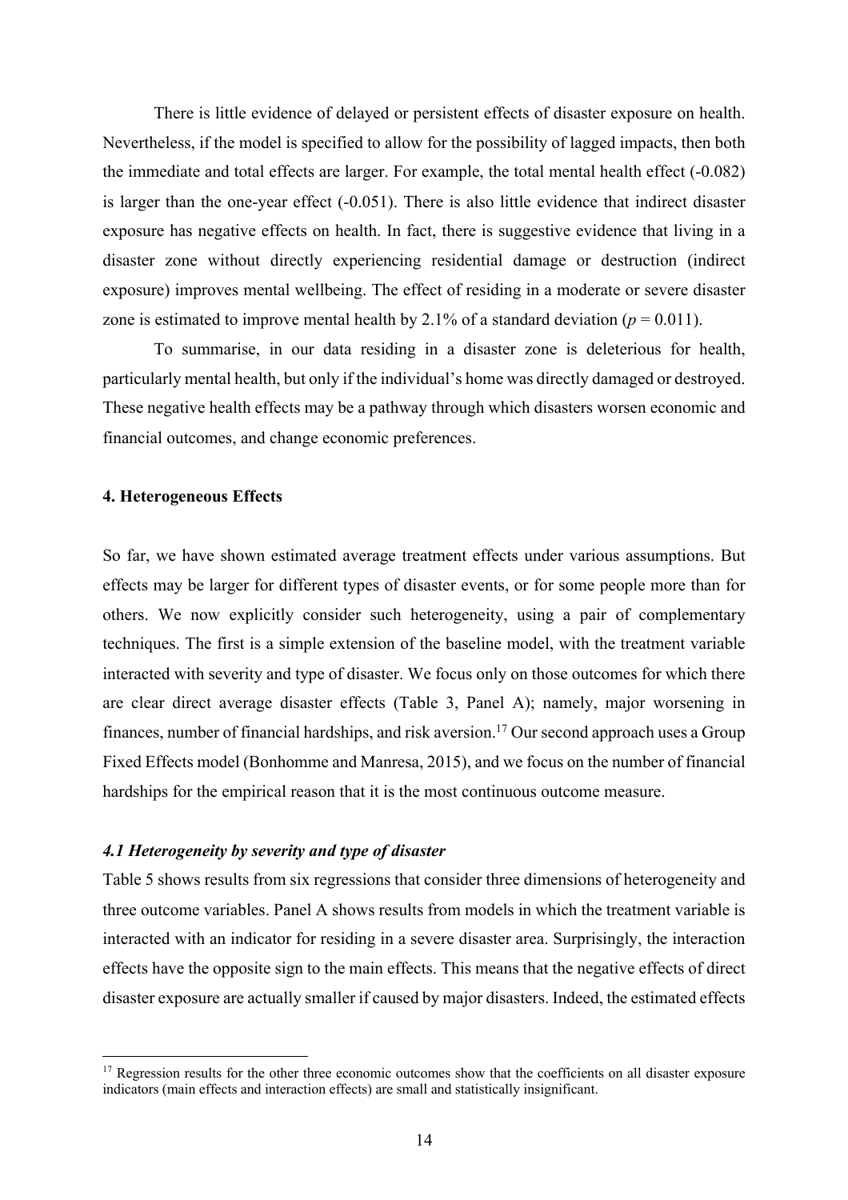There is little evidence of delayed or persistent effects of disaster exposure on health. Nevertheless, if the model is specified to allow for the possibility of lagged impacts, then both the immediate and total effects are larger. For example, the total mental health effect (-0.082) is larger than the one-year effect (-0.051). There is also little evidence that indirect disaster exposure has negative effects on health. In fact, there is suggestive evidence that living in a disaster zone without directly experiencing residential damage or destruction (indirect exposure) improves mental wellbeing. The effect of residing in a moderate or severe disaster zone is estimated to improve mental health by 2.1% of a standard deviation ($p = 0.011$).

To summarise, in our data residing in a disaster zone is deleterious for health, particularly mental health, but only if the individual's home was directly damaged or destroyed. These negative health effects may be a pathway through which disasters worsen economic and financial outcomes, and change economic preferences.

## 4. Heterogeneous Effects

So far, we have shown estimated average treatment effects under various assumptions. But effects may be larger for different types of disaster events, or for some people more than for others. We now explicitly consider such heterogeneity, using a pair of complementary techniques. The first is a simple extension of the baseline model, with the treatment variable interacted with severity and type of disaster. We focus only on those outcomes for which there are clear direct average disaster effects (Table 3, Panel A); namely, major worsening in finances, number of financial hardships, and risk aversion.[17] Our second approach uses a Group Fixed Effects model (Bonhomme and Manresa, 2015), and we focus on the number of financial hardships for the empirical reason that it is the most continuous outcome measure.

### *4.1 Heterogeneity by severity and type of disaster*

Table 5 shows results from six regressions that consider three dimensions of heterogeneity and three outcome variables. Panel A shows results from models in which the treatment variable is interacted with an indicator for residing in a severe disaster area. Surprisingly, the interaction effects have the opposite sign to the main effects. This means that the negative effects of direct disaster exposure are actually smaller if caused by major disasters. Indeed, the estimated effects

[17] Regression results for the other three economic outcomes show that the coefficients on all disaster exposure indicators (main effects and interaction effects) are small and statistically insignificant.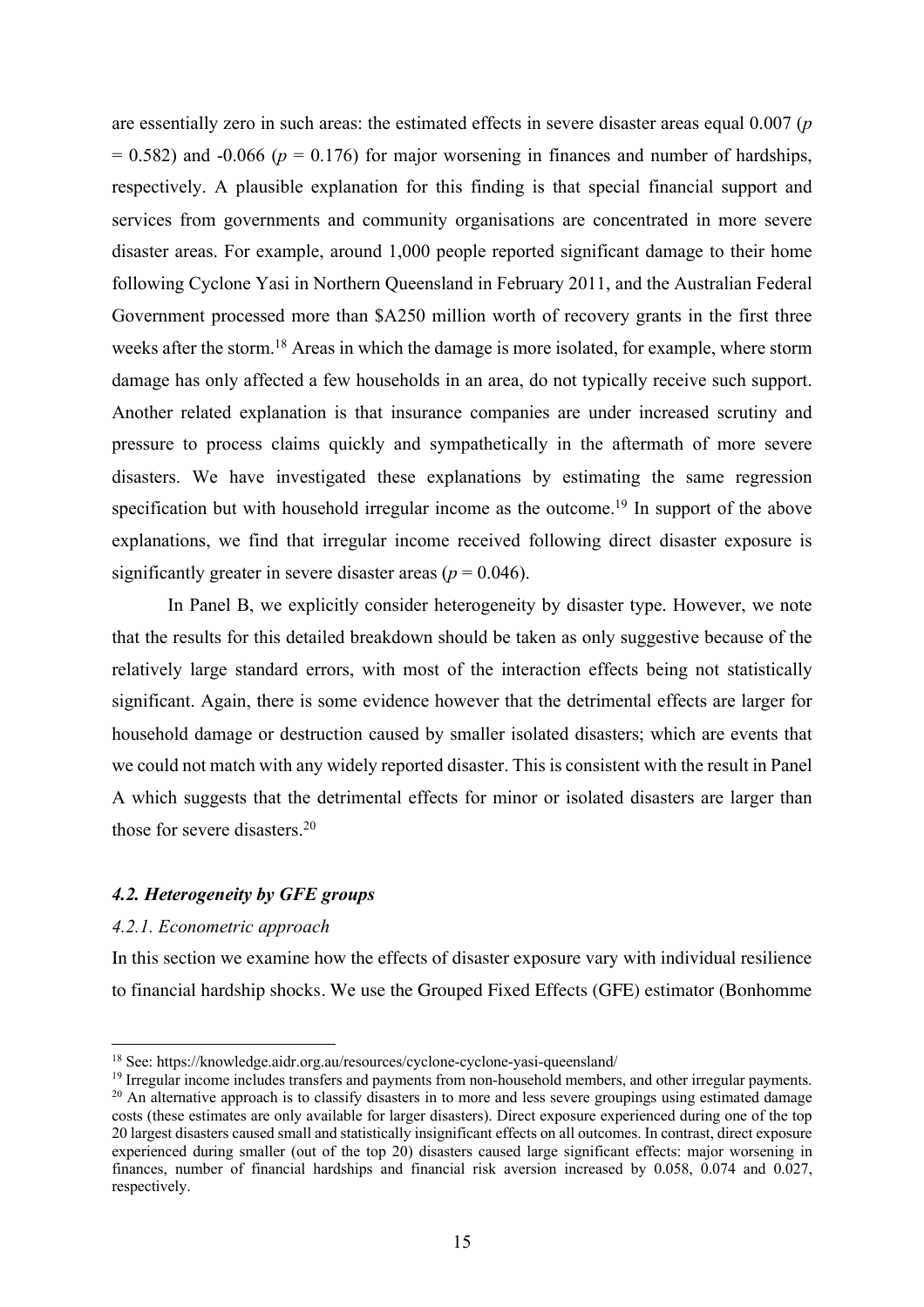are essentially zero in such areas: the estimated effects in severe disaster areas equal 0.007 ($p = 0.582$) and -0.066 ($p = 0.176$) for major worsening in finances and number of hardships, respectively. A plausible explanation for this finding is that special financial support and services from governments and community organisations are concentrated in more severe disaster areas. For example, around 1,000 people reported significant damage to their home following Cyclone Yasi in Northern Queensland in February 2011, and the Australian Federal Government processed more than $A250 million worth of recovery grants in the first three weeks after the storm.[18] Areas in which the damage is more isolated, for example, where storm damage has only affected a few households in an area, do not typically receive such support. Another related explanation is that insurance companies are under increased scrutiny and pressure to process claims quickly and sympathetically in the aftermath of more severe disasters. We have investigated these explanations by estimating the same regression specification but with household irregular income as the outcome.[19] In support of the above explanations, we find that irregular income received following direct disaster exposure is significantly greater in severe disaster areas ($p = 0.046$).

In Panel B, we explicitly consider heterogeneity by disaster type. However, we note that the results for this detailed breakdown should be taken as only suggestive because of the relatively large standard errors, with most of the interaction effects being not statistically significant. Again, there is some evidence however that the detrimental effects are larger for household damage or destruction caused by smaller isolated disasters; which are events that we could not match with any widely reported disaster. This is consistent with the result in Panel A which suggests that the detrimental effects for minor or isolated disasters are larger than those for severe disasters.[20]

### *4.2. Heterogeneity by GFE groups*

#### *4.2.1. Econometric approach*

In this section we examine how the effects of disaster exposure vary with individual resilience to financial hardship shocks. We use the Grouped Fixed Effects (GFE) estimator (Bonhomme

---

[18] See: https://knowledge.aidr.org.au/resources/cyclone-cyclone-yasi-queensland/

[19] Irregular income includes transfers and payments from non-household members, and other irregular payments.

[20] An alternative approach is to classify disasters in to more and less severe groupings using estimated damage costs (these estimates are only available for larger disasters). Direct exposure experienced during one of the top 20 largest disasters caused small and statistically insignificant effects on all outcomes. In contrast, direct exposure experienced during smaller (out of the top 20) disasters caused large significant effects: major worsening in finances, number of financial hardships and financial risk aversion increased by 0.058, 0.074 and 0.027, respectively.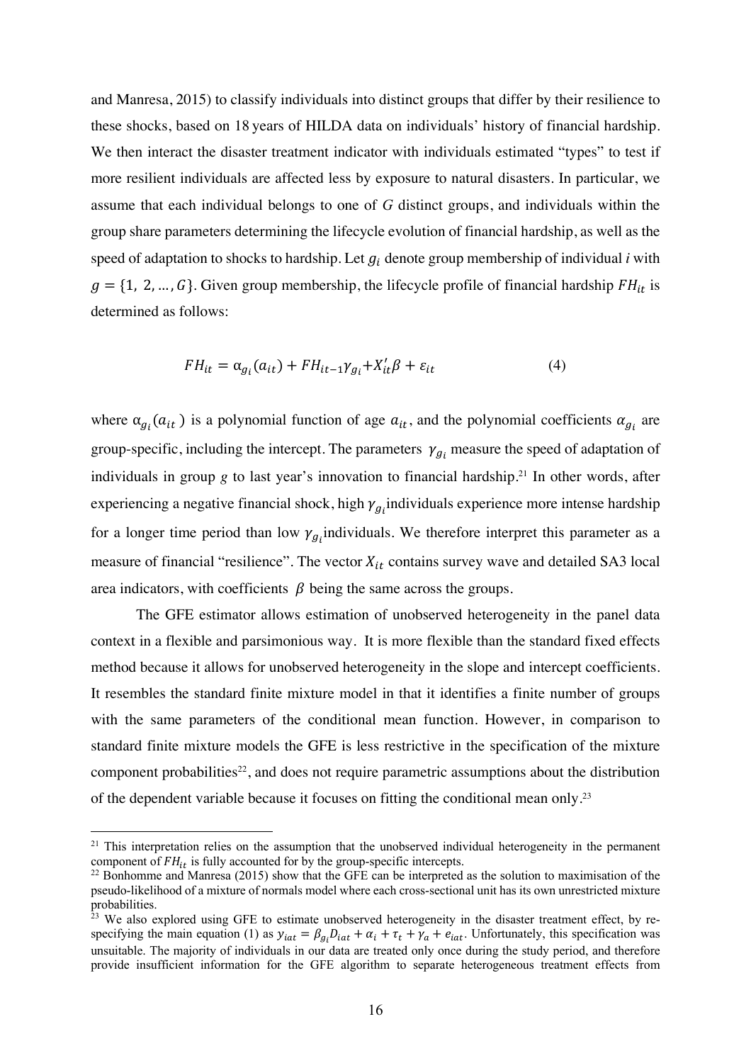and Manresa, 2015) to classify individuals into distinct groups that differ by their resilience to these shocks, based on 18 years of HILDA data on individuals' history of financial hardship. We then interact the disaster treatment indicator with individuals estimated "types" to test if more resilient individuals are affected less by exposure to natural disasters. In particular, we assume that each individual belongs to one of $G$ distinct groups, and individuals within the group share parameters determining the lifecycle evolution of financial hardship, as well as the speed of adaptation to shocks to hardship. Let $g_i$ denote group membership of individual $i$ with $g = \{1, 2, \ldots, G\}$. Given group membership, the lifecycle profile of financial hardship $FH_{it}$ is determined as follows:

$$FH_{it} = \alpha_{g_i}(a_{it}) + FH_{it-1}\gamma_{g_i} + X_{it}'\beta + \varepsilon_{it} \tag{4}$$

where $\alpha_{g_i}(a_{it})$ is a polynomial function of age $a_{it}$, and the polynomial coefficients $\alpha_{g_i}$ are group-specific, including the intercept. The parameters $\gamma_{g_i}$ measure the speed of adaptation of individuals in group $g$ to last year's innovation to financial hardship.[21] In other words, after experiencing a negative financial shock, high $\gamma_{g_i}$ individuals experience more intense hardship for a longer time period than low $\gamma_{g_i}$ individuals. We therefore interpret this parameter as a measure of financial "resilience". The vector $X_{it}$ contains survey wave and detailed SA3 local area indicators, with coefficients $\beta$ being the same across the groups.

The GFE estimator allows estimation of unobserved heterogeneity in the panel data context in a flexible and parsimonious way. It is more flexible than the standard fixed effects method because it allows for unobserved heterogeneity in the slope and intercept coefficients. It resembles the standard finite mixture model in that it identifies a finite number of groups with the same parameters of the conditional mean function. However, in comparison to standard finite mixture models the GFE is less restrictive in the specification of the mixture component probabilities[22], and does not require parametric assumptions about the distribution of the dependent variable because it focuses on fitting the conditional mean only.[23]

---

[21] This interpretation relies on the assumption that the unobserved individual heterogeneity in the permanent component of $FH_{it}$ is fully accounted for by the group-specific intercepts.

[22] Bonhomme and Manresa (2015) show that the GFE can be interpreted as the solution to maximisation of the pseudo-likelihood of a mixture of normals model where each cross-sectional unit has its own unrestricted mixture probabilities.

[23] We also explored using GFE to estimate unobserved heterogeneity in the disaster treatment effect, by re-specifying the main equation (1) as $y_{iat} = \beta_{g_i} D_{iat} + \alpha_i + \tau_t + \gamma_a + e_{iat}$. Unfortunately, this specification was unsuitable. The majority of individuals in our data are treated only once during the study period, and therefore provide insufficient information for the GFE algorithm to separate heterogeneous treatment effects from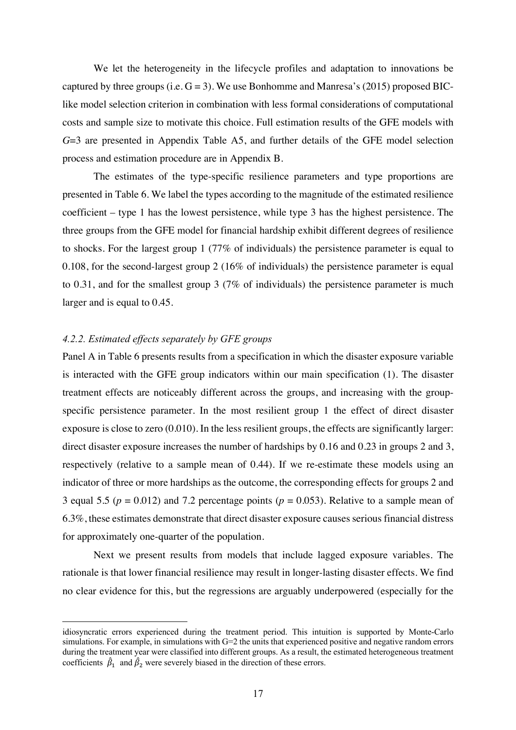We let the heterogeneity in the lifecycle profiles and adaptation to innovations be captured by three groups (i.e. G = 3). We use Bonhomme and Manresa's (2015) proposed BIC-like model selection criterion in combination with less formal considerations of computational costs and sample size to motivate this choice. Full estimation results of the GFE models with $G$=3 are presented in Appendix Table A5, and further details of the GFE model selection process and estimation procedure are in Appendix B.

The estimates of the type-specific resilience parameters and type proportions are presented in Table 6. We label the types according to the magnitude of the estimated resilience coefficient – type 1 has the lowest persistence, while type 3 has the highest persistence. The three groups from the GFE model for financial hardship exhibit different degrees of resilience to shocks. For the largest group 1 (77% of individuals) the persistence parameter is equal to 0.108, for the second-largest group 2 (16% of individuals) the persistence parameter is equal to 0.31, and for the smallest group 3 (7% of individuals) the persistence parameter is much larger and is equal to 0.45.

#### *4.2.2. Estimated effects separately by GFE groups*

Panel A in Table 6 presents results from a specification in which the disaster exposure variable is interacted with the GFE group indicators within our main specification (1). The disaster treatment effects are noticeably different across the groups, and increasing with the group-specific persistence parameter. In the most resilient group 1 the effect of direct disaster exposure is close to zero (0.010). In the less resilient groups, the effects are significantly larger: direct disaster exposure increases the number of hardships by 0.16 and 0.23 in groups 2 and 3, respectively (relative to a sample mean of 0.44). If we re-estimate these models using an indicator of three or more hardships as the outcome, the corresponding effects for groups 2 and 3 equal 5.5 ($p$ = 0.012) and 7.2 percentage points ($p$ = 0.053). Relative to a sample mean of 6.3%, these estimates demonstrate that direct disaster exposure causes serious financial distress for approximately one-quarter of the population.

Next we present results from models that include lagged exposure variables. The rationale is that lower financial resilience may result in longer-lasting disaster effects. We find no clear evidence for this, but the regressions are arguably underpowered (especially for the

---

idiosyncratic errors experienced during the treatment period. This intuition is supported by Monte-Carlo simulations. For example, in simulations with G=2 the units that experienced positive and negative random errors during the treatment year were classified into different groups. As a result, the estimated heterogeneous treatment coefficients $\hat{\beta}_1$ and $\hat{\beta}_2$ were severely biased in the direction of these errors.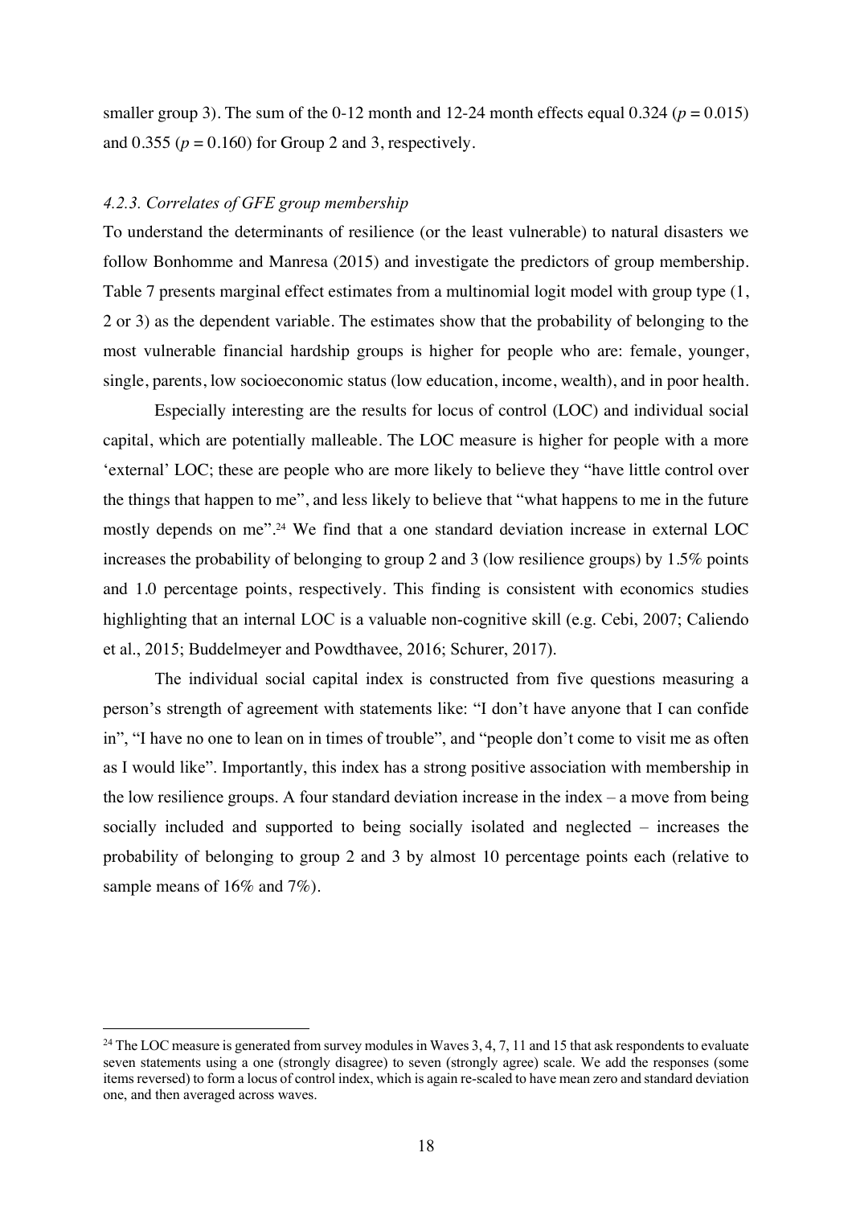smaller group 3). The sum of the 0-12 month and 12-24 month effects equal 0.324 ($p = 0.015$) and 0.355 ($p = 0.160$) for Group 2 and 3, respectively.

#### *4.2.3. Correlates of GFE group membership*

To understand the determinants of resilience (or the least vulnerable) to natural disasters we follow Bonhomme and Manresa (2015) and investigate the predictors of group membership. Table 7 presents marginal effect estimates from a multinomial logit model with group type (1, 2 or 3) as the dependent variable. The estimates show that the probability of belonging to the most vulnerable financial hardship groups is higher for people who are: female, younger, single, parents, low socioeconomic status (low education, income, wealth), and in poor health.

Especially interesting are the results for locus of control (LOC) and individual social capital, which are potentially malleable. The LOC measure is higher for people with a more 'external' LOC; these are people who are more likely to believe they "have little control over the things that happen to me", and less likely to believe that "what happens to me in the future mostly depends on me".[24] We find that a one standard deviation increase in external LOC increases the probability of belonging to group 2 and 3 (low resilience groups) by 1.5% points and 1.0 percentage points, respectively. This finding is consistent with economics studies highlighting that an internal LOC is a valuable non-cognitive skill (e.g. Cebi, 2007; Caliendo et al., 2015; Buddelmeyer and Powdthavee, 2016; Schurer, 2017).

The individual social capital index is constructed from five questions measuring a person's strength of agreement with statements like: "I don't have anyone that I can confide in", "I have no one to lean on in times of trouble", and "people don't come to visit me as often as I would like". Importantly, this index has a strong positive association with membership in the low resilience groups. A four standard deviation increase in the index – a move from being socially included and supported to being socially isolated and neglected – increases the probability of belonging to group 2 and 3 by almost 10 percentage points each (relative to sample means of 16% and 7%).

---

[24] The LOC measure is generated from survey modules in Waves 3, 4, 7, 11 and 15 that ask respondents to evaluate seven statements using a one (strongly disagree) to seven (strongly agree) scale. We add the responses (some items reversed) to form a locus of control index, which is again re-scaled to have mean zero and standard deviation one, and then averaged across waves.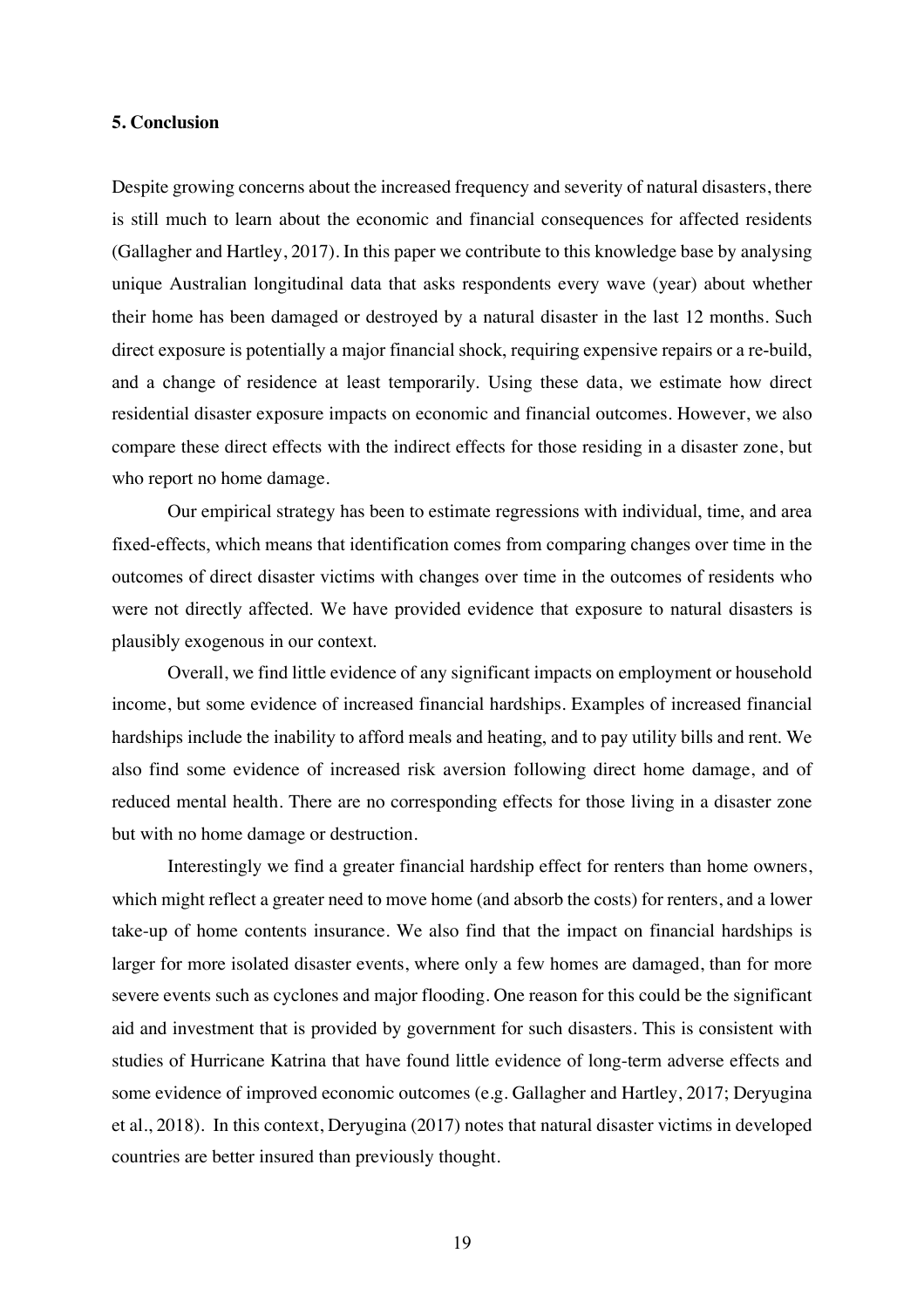## 5. Conclusion

Despite growing concerns about the increased frequency and severity of natural disasters, there is still much to learn about the economic and financial consequences for affected residents (Gallagher and Hartley, 2017). In this paper we contribute to this knowledge base by analysing unique Australian longitudinal data that asks respondents every wave (year) about whether their home has been damaged or destroyed by a natural disaster in the last 12 months. Such direct exposure is potentially a major financial shock, requiring expensive repairs or a re-build, and a change of residence at least temporarily. Using these data, we estimate how direct residential disaster exposure impacts on economic and financial outcomes. However, we also compare these direct effects with the indirect effects for those residing in a disaster zone, but who report no home damage.

Our empirical strategy has been to estimate regressions with individual, time, and area fixed-effects, which means that identification comes from comparing changes over time in the outcomes of direct disaster victims with changes over time in the outcomes of residents who were not directly affected. We have provided evidence that exposure to natural disasters is plausibly exogenous in our context.

Overall, we find little evidence of any significant impacts on employment or household income, but some evidence of increased financial hardships. Examples of increased financial hardships include the inability to afford meals and heating, and to pay utility bills and rent. We also find some evidence of increased risk aversion following direct home damage, and of reduced mental health. There are no corresponding effects for those living in a disaster zone but with no home damage or destruction.

Interestingly we find a greater financial hardship effect for renters than home owners, which might reflect a greater need to move home (and absorb the costs) for renters, and a lower take-up of home contents insurance. We also find that the impact on financial hardships is larger for more isolated disaster events, where only a few homes are damaged, than for more severe events such as cyclones and major flooding. One reason for this could be the significant aid and investment that is provided by government for such disasters. This is consistent with studies of Hurricane Katrina that have found little evidence of long-term adverse effects and some evidence of improved economic outcomes (e.g. Gallagher and Hartley, 2017; Deryugina et al., 2018). In this context, Deryugina (2017) notes that natural disaster victims in developed countries are better insured than previously thought.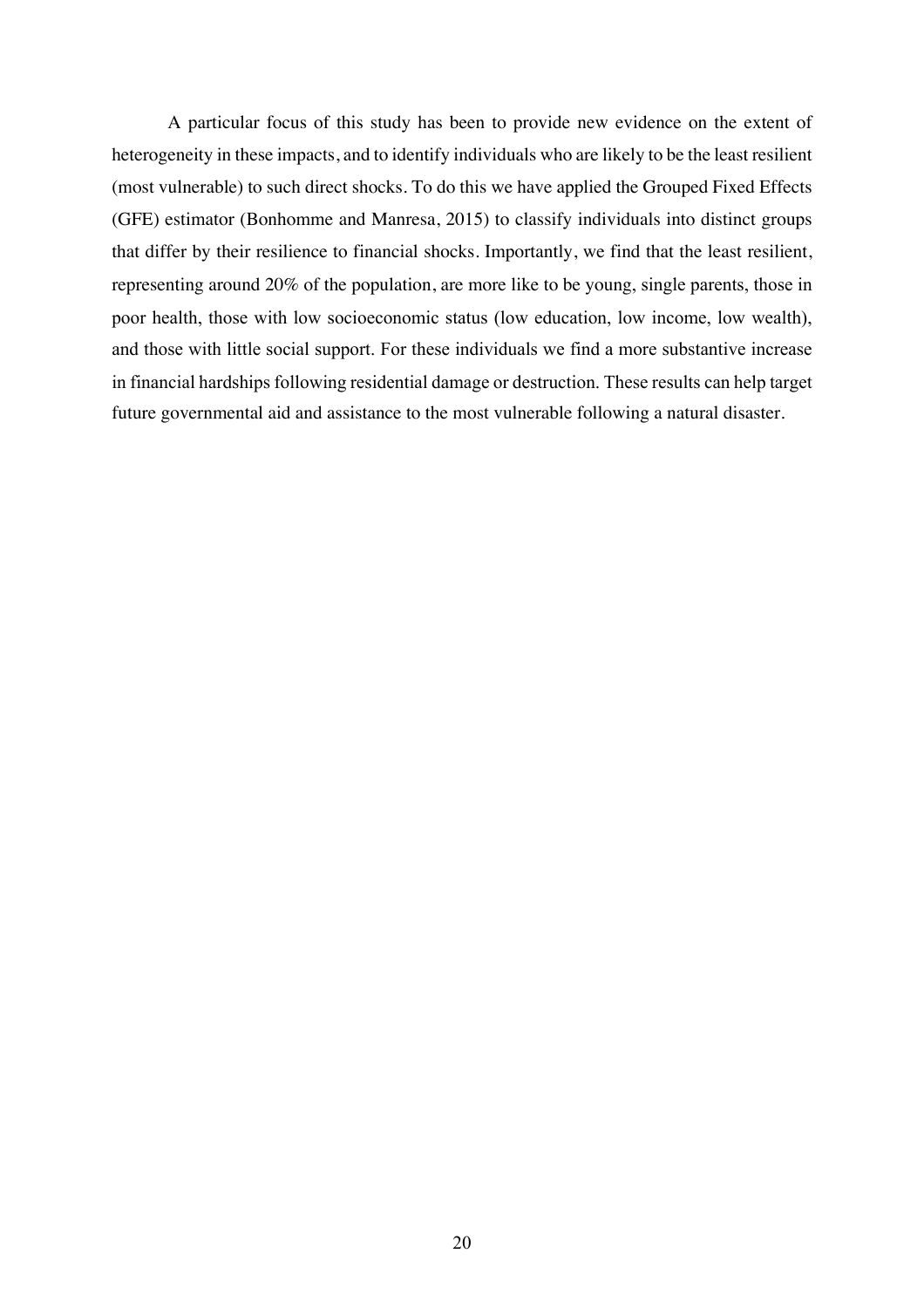A particular focus of this study has been to provide new evidence on the extent of heterogeneity in these impacts, and to identify individuals who are likely to be the least resilient (most vulnerable) to such direct shocks. To do this we have applied the Grouped Fixed Effects (GFE) estimator (Bonhomme and Manresa, 2015) to classify individuals into distinct groups that differ by their resilience to financial shocks. Importantly, we find that the least resilient, representing around 20% of the population, are more like to be young, single parents, those in poor health, those with low socioeconomic status (low education, low income, low wealth), and those with little social support. For these individuals we find a more substantive increase in financial hardships following residential damage or destruction. These results can help target future governmental aid and assistance to the most vulnerable following a natural disaster.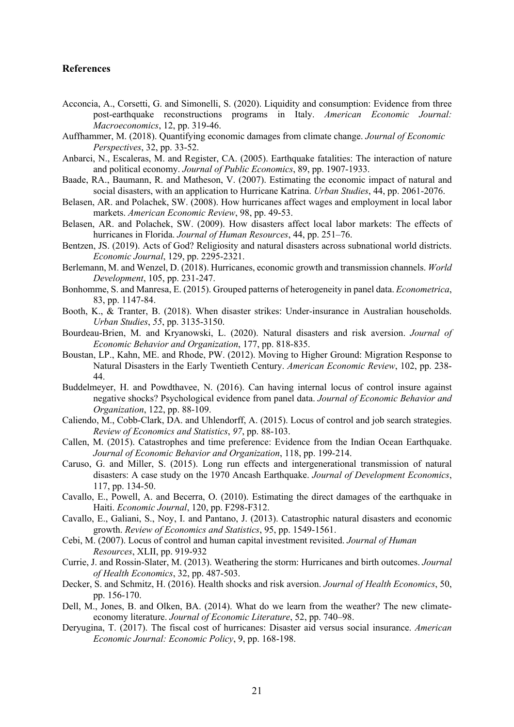## References

Acconcia, A., Corsetti, G. and Simonelli, S. (2020). Liquidity and consumption: Evidence from three post-earthquake reconstructions programs in Italy. *American Economic Journal: Macroeconomics*, 12, pp. 319-46.

Auffhammer, M. (2018). Quantifying economic damages from climate change. *Journal of Economic Perspectives*, 32, pp. 33-52.

Anbarci, N., Escaleras, M. and Register, CA. (2005). Earthquake fatalities: The interaction of nature and political economy. *Journal of Public Economics*, 89, pp. 1907-1933.

Baade, RA., Baumann, R. and Matheson, V. (2007). Estimating the economic impact of natural and social disasters, with an application to Hurricane Katrina. *Urban Studies*, 44, pp. 2061-2076.

Belasen, AR. and Polachek, SW. (2008). How hurricanes affect wages and employment in local labor markets. *American Economic Review*, 98, pp. 49-53.

Belasen, AR. and Polachek, SW. (2009). How disasters affect local labor markets: The effects of hurricanes in Florida. *Journal of Human Resources*, 44, pp. 251–76.

Bentzen, JS. (2019). Acts of God? Religiosity and natural disasters across subnational world districts. *Economic Journal*, 129, pp. 2295-2321.

Berlemann, M. and Wenzel, D. (2018). Hurricanes, economic growth and transmission channels. *World Development*, 105, pp. 231-247.

Bonhomme, S. and Manresa, E. (2015). Grouped patterns of heterogeneity in panel data. *Econometrica*, 83, pp. 1147-84.

Booth, K., & Tranter, B. (2018). When disaster strikes: Under-insurance in Australian households. *Urban Studies*, *55*, pp. 3135-3150.

Bourdeau-Brien, M. and Kryanowski, L. (2020). Natural disasters and risk aversion. *Journal of Economic Behavior and Organization*, 177, pp. 818-835.

Boustan, LP., Kahn, ME. and Rhode, PW. (2012). Moving to Higher Ground: Migration Response to Natural Disasters in the Early Twentieth Century. *American Economic Review*, 102, pp. 238-44.

Buddelmeyer, H. and Powdthavee, N. (2016). Can having internal locus of control insure against negative shocks? Psychological evidence from panel data. *Journal of Economic Behavior and Organization*, 122, pp. 88-109.

Caliendo, M., Cobb-Clark, DA. and Uhlendorff, A. (2015). Locus of control and job search strategies. *Review of Economics and Statistics*, *97*, pp. 88-103.

Callen, M. (2015). Catastrophes and time preference: Evidence from the Indian Ocean Earthquake. *Journal of Economic Behavior and Organization*, 118, pp. 199-214.

Caruso, G. and Miller, S. (2015). Long run effects and intergenerational transmission of natural disasters: A case study on the 1970 Ancash Earthquake. *Journal of Development Economics*, 117, pp. 134-50.

Cavallo, E., Powell, A. and Becerra, O. (2010). Estimating the direct damages of the earthquake in Haiti. *Economic Journal*, 120, pp. F298-F312.

Cavallo, E., Galiani, S., Noy, I. and Pantano, J. (2013). Catastrophic natural disasters and economic growth. *Review of Economics and Statistics*, 95, pp. 1549-1561.

Cebi, M. (2007). Locus of control and human capital investment revisited. *Journal of Human Resources*, XLII, pp. 919-932

Currie, J. and Rossin-Slater, M. (2013). Weathering the storm: Hurricanes and birth outcomes. *Journal of Health Economics*, 32, pp. 487-503.

Decker, S. and Schmitz, H. (2016). Health shocks and risk aversion. *Journal of Health Economics*, 50, pp. 156-170.

Dell, M., Jones, B. and Olken, BA. (2014). What do we learn from the weather? The new climate-economy literature. *Journal of Economic Literature*, 52, pp. 740–98.

Deryugina, T. (2017). The fiscal cost of hurricanes: Disaster aid versus social insurance. *American Economic Journal: Economic Policy*, 9, pp. 168-198.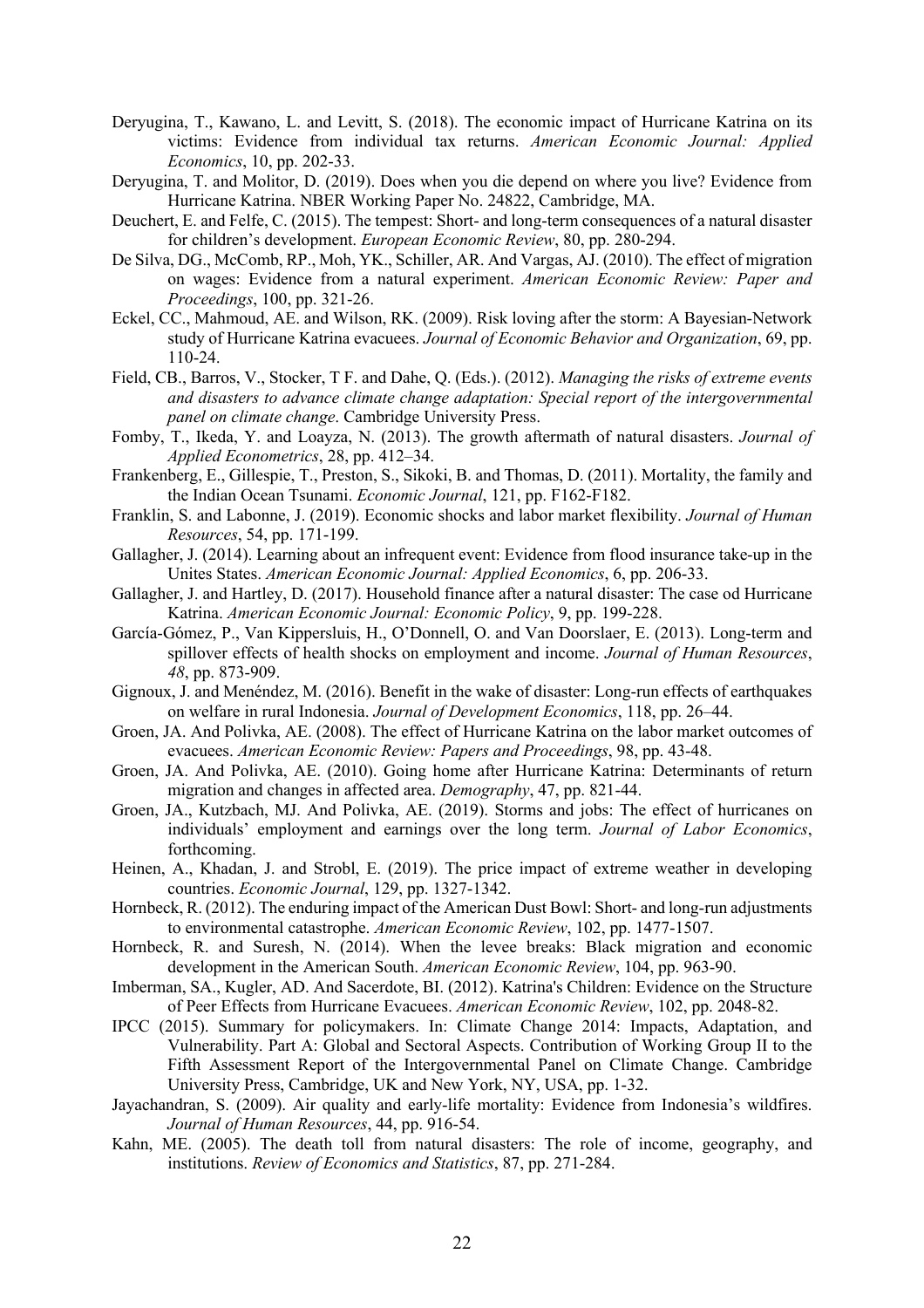Deryugina, T., Kawano, L. and Levitt, S. (2018). The economic impact of Hurricane Katrina on its victims: Evidence from individual tax returns. *American Economic Journal: Applied Economics*, 10, pp. 202-33.

Deryugina, T. and Molitor, D. (2019). Does when you die depend on where you live? Evidence from Hurricane Katrina. NBER Working Paper No. 24822, Cambridge, MA.

Deuchert, E. and Felfe, C. (2015). The tempest: Short- and long-term consequences of a natural disaster for children's development. *European Economic Review*, 80, pp. 280-294.

De Silva, DG., McComb, RP., Moh, YK., Schiller, AR. And Vargas, AJ. (2010). The effect of migration on wages: Evidence from a natural experiment. *American Economic Review: Paper and Proceedings*, 100, pp. 321-26.

Eckel, CC., Mahmoud, AE. and Wilson, RK. (2009). Risk loving after the storm: A Bayesian-Network study of Hurricane Katrina evacuees. *Journal of Economic Behavior and Organization*, 69, pp. 110-24.

Field, CB., Barros, V., Stocker, T F. and Dahe, Q. (Eds.). (2012). *Managing the risks of extreme events and disasters to advance climate change adaptation: Special report of the intergovernmental panel on climate change*. Cambridge University Press.

Fomby, T., Ikeda, Y. and Loayza, N. (2013). The growth aftermath of natural disasters. *Journal of Applied Econometrics*, 28, pp. 412–34.

Frankenberg, E., Gillespie, T., Preston, S., Sikoki, B. and Thomas, D. (2011). Mortality, the family and the Indian Ocean Tsunami. *Economic Journal*, 121, pp. F162-F182.

Franklin, S. and Labonne, J. (2019). Economic shocks and labor market flexibility. *Journal of Human Resources*, 54, pp. 171-199.

Gallagher, J. (2014). Learning about an infrequent event: Evidence from flood insurance take-up in the Unites States. *American Economic Journal: Applied Economics*, 6, pp. 206-33.

Gallagher, J. and Hartley, D. (2017). Household finance after a natural disaster: The case od Hurricane Katrina. *American Economic Journal: Economic Policy*, 9, pp. 199-228.

García-Gómez, P., Van Kippersluis, H., O'Donnell, O. and Van Doorslaer, E. (2013). Long-term and spillover effects of health shocks on employment and income. *Journal of Human Resources*, *48*, pp. 873-909.

Gignoux, J. and Menéndez, M. (2016). Benefit in the wake of disaster: Long-run effects of earthquakes on welfare in rural Indonesia. *Journal of Development Economics*, 118, pp. 26–44.

Groen, JA. And Polivka, AE. (2008). The effect of Hurricane Katrina on the labor market outcomes of evacuees. *American Economic Review: Papers and Proceedings*, 98, pp. 43-48.

Groen, JA. And Polivka, AE. (2010). Going home after Hurricane Katrina: Determinants of return migration and changes in affected area. *Demography*, 47, pp. 821-44.

Groen, JA., Kutzbach, MJ. And Polivka, AE. (2019). Storms and jobs: The effect of hurricanes on individuals' employment and earnings over the long term. *Journal of Labor Economics*, forthcoming.

Heinen, A., Khadan, J. and Strobl, E. (2019). The price impact of extreme weather in developing countries. *Economic Journal*, 129, pp. 1327-1342.

Hornbeck, R. (2012). The enduring impact of the American Dust Bowl: Short- and long-run adjustments to environmental catastrophe. *American Economic Review*, 102, pp. 1477-1507.

Hornbeck, R. and Suresh, N. (2014). When the levee breaks: Black migration and economic development in the American South. *American Economic Review*, 104, pp. 963-90.

Imberman, SA., Kugler, AD. And Sacerdote, BI. (2012). Katrina's Children: Evidence on the Structure of Peer Effects from Hurricane Evacuees. *American Economic Review*, 102, pp. 2048-82.

IPCC (2015). Summary for policymakers. In: Climate Change 2014: Impacts, Adaptation, and Vulnerability. Part A: Global and Sectoral Aspects. Contribution of Working Group II to the Fifth Assessment Report of the Intergovernmental Panel on Climate Change. Cambridge University Press, Cambridge, UK and New York, NY, USA, pp. 1-32.

Jayachandran, S. (2009). Air quality and early-life mortality: Evidence from Indonesia's wildfires. *Journal of Human Resources*, 44, pp. 916-54.

Kahn, ME. (2005). The death toll from natural disasters: The role of income, geography, and institutions. *Review of Economics and Statistics*, 87, pp. 271-284.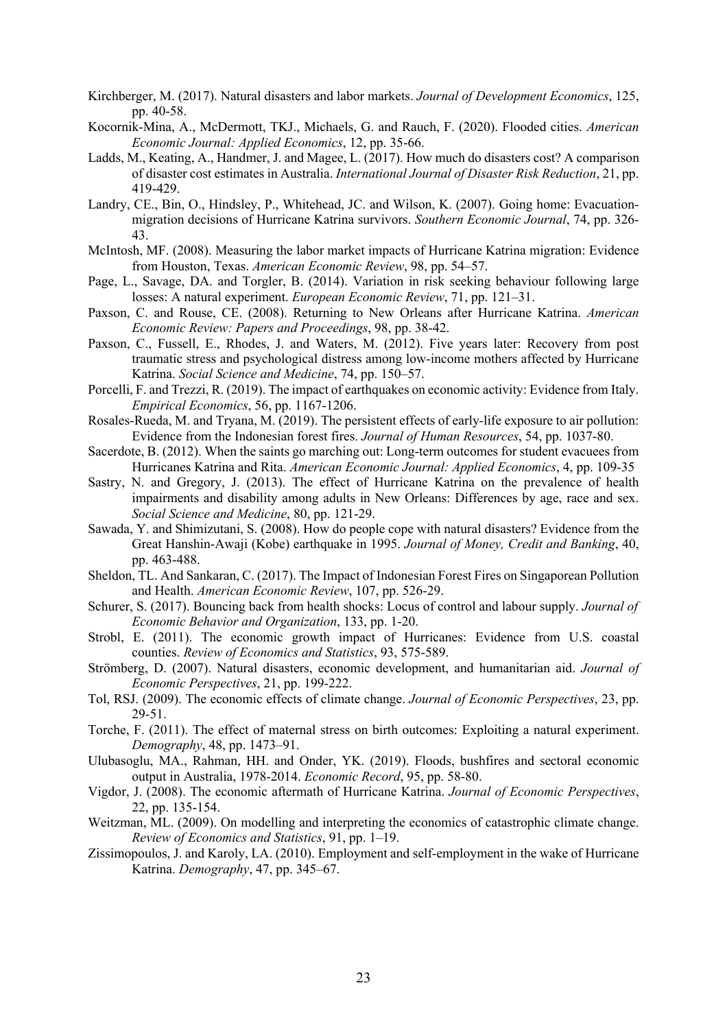Kirchberger, M. (2017). Natural disasters and labor markets. *Journal of Development Economics*, 125, pp. 40-58.

Kocornik-Mina, A., McDermott, TKJ., Michaels, G. and Rauch, F. (2020). Flooded cities. *American Economic Journal: Applied Economics*, 12, pp. 35-66.

Ladds, M., Keating, A., Handmer, J. and Magee, L. (2017). How much do disasters cost? A comparison of disaster cost estimates in Australia. *International Journal of Disaster Risk Reduction*, 21, pp. 419-429.

Landry, CE., Bin, O., Hindsley, P., Whitehead, JC. and Wilson, K. (2007). Going home: Evacuation-migration decisions of Hurricane Katrina survivors. *Southern Economic Journal*, 74, pp. 326-43.

McIntosh, MF. (2008). Measuring the labor market impacts of Hurricane Katrina migration: Evidence from Houston, Texas. *American Economic Review*, 98, pp. 54–57.

Page, L., Savage, DA. and Torgler, B. (2014). Variation in risk seeking behaviour following large losses: A natural experiment. *European Economic Review*, 71, pp. 121–31.

Paxson, C. and Rouse, CE. (2008). Returning to New Orleans after Hurricane Katrina. *American Economic Review: Papers and Proceedings*, 98, pp. 38-42.

Paxson, C., Fussell, E., Rhodes, J. and Waters, M. (2012). Five years later: Recovery from post traumatic stress and psychological distress among low-income mothers affected by Hurricane Katrina. *Social Science and Medicine*, 74, pp. 150–57.

Porcelli, F. and Trezzi, R. (2019). The impact of earthquakes on economic activity: Evidence from Italy. *Empirical Economics*, 56, pp. 1167-1206.

Rosales-Rueda, M. and Tryana, M. (2019). The persistent effects of early-life exposure to air pollution: Evidence from the Indonesian forest fires. *Journal of Human Resources*, 54, pp. 1037-80.

Sacerdote, B. (2012). When the saints go marching out: Long-term outcomes for student evacuees from Hurricanes Katrina and Rita. *American Economic Journal: Applied Economics*, 4, pp. 109-35

Sastry, N. and Gregory, J. (2013). The effect of Hurricane Katrina on the prevalence of health impairments and disability among adults in New Orleans: Differences by age, race and sex. *Social Science and Medicine*, 80, pp. 121-29.

Sawada, Y. and Shimizutani, S. (2008). How do people cope with natural disasters? Evidence from the Great Hanshin-Awaji (Kobe) earthquake in 1995. *Journal of Money, Credit and Banking*, 40, pp. 463-488.

Sheldon, TL. And Sankaran, C. (2017). The Impact of Indonesian Forest Fires on Singaporean Pollution and Health. *American Economic Review*, 107, pp. 526-29.

Schurer, S. (2017). Bouncing back from health shocks: Locus of control and labour supply. *Journal of Economic Behavior and Organization*, 133, pp. 1-20.

Strobl, E. (2011). The economic growth impact of Hurricanes: Evidence from U.S. coastal counties. *Review of Economics and Statistics*, 93, 575-589.

Strömberg, D. (2007). Natural disasters, economic development, and humanitarian aid. *Journal of Economic Perspectives*, 21, pp. 199-222.

Tol, RSJ. (2009). The economic effects of climate change. *Journal of Economic Perspectives*, 23, pp. 29-51.

Torche, F. (2011). The effect of maternal stress on birth outcomes: Exploiting a natural experiment. *Demography*, 48, pp. 1473–91.

Ulubasoglu, MA., Rahman, HH. and Onder, YK. (2019). Floods, bushfires and sectoral economic output in Australia, 1978-2014. *Economic Record*, 95, pp. 58-80.

Vigdor, J. (2008). The economic aftermath of Hurricane Katrina. *Journal of Economic Perspectives*, 22, pp. 135-154.

Weitzman, ML. (2009). On modelling and interpreting the economics of catastrophic climate change. *Review of Economics and Statistics*, 91, pp. 1–19.

Zissimopoulos, J. and Karoly, LA. (2010). Employment and self-employment in the wake of Hurricane Katrina. *Demography*, 47, pp. 345–67.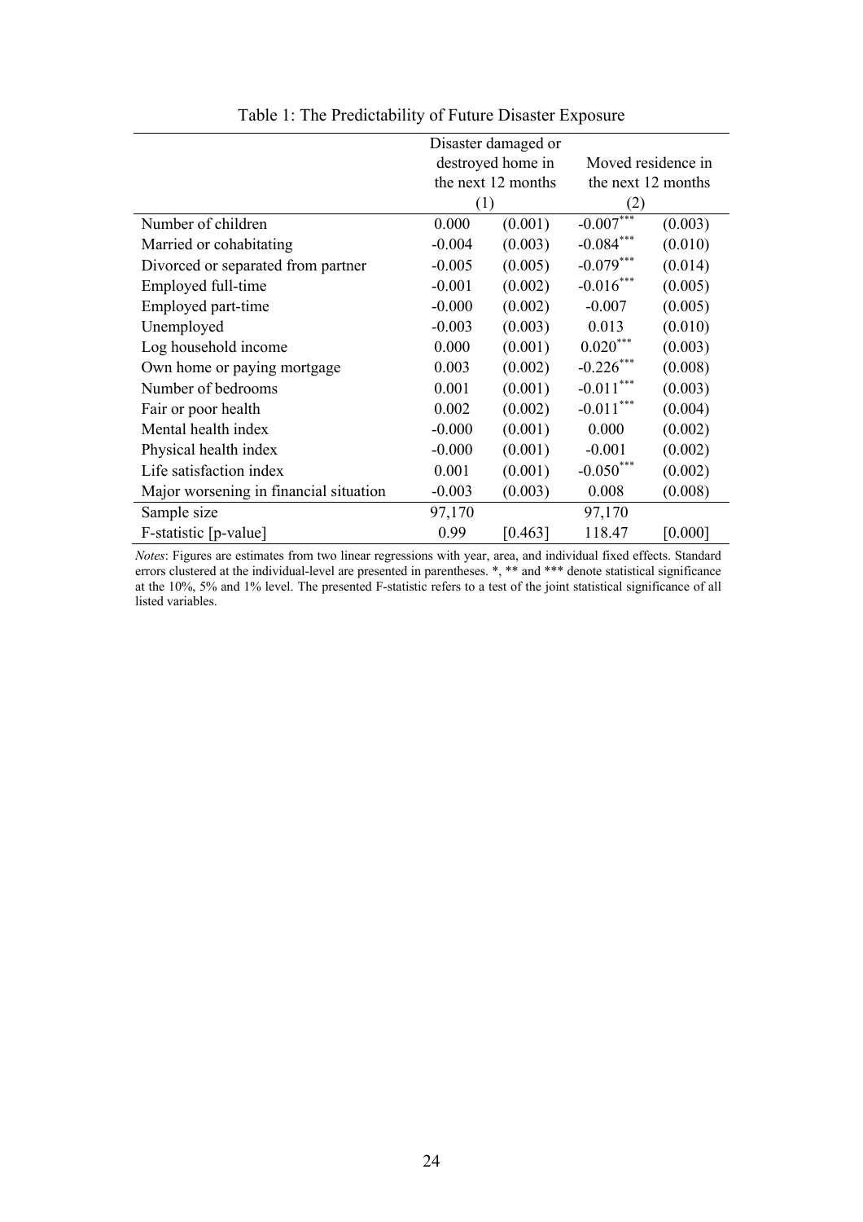Table 1: The Predictability of Future Disaster Exposure

| | Disaster damaged or destroyed home in the next 12 months | | Moved residence in the next 12 months | |
|---|---|---|---|---|
| | (1) | | (2) | |
| Number of children | 0.000 | (0.001) | -0.007*** | (0.003) |
| Married or cohabitating | -0.004 | (0.003) | -0.084*** | (0.010) |
| Divorced or separated from partner | -0.005 | (0.005) | -0.079*** | (0.014) |
| Employed full-time | -0.001 | (0.002) | -0.016*** | (0.005) |
| Employed part-time | -0.000 | (0.002) | -0.007 | (0.005) |
| Unemployed | -0.003 | (0.003) | 0.013 | (0.010) |
| Log household income | 0.000 | (0.001) | 0.020*** | (0.003) |
| Own home or paying mortgage | 0.003 | (0.002) | -0.226*** | (0.008) |
| Number of bedrooms | 0.001 | (0.001) | -0.011*** | (0.003) |
| Fair or poor health | 0.002 | (0.002) | -0.011*** | (0.004) |
| Mental health index | -0.000 | (0.001) | 0.000 | (0.002) |
| Physical health index | -0.000 | (0.001) | -0.001 | (0.002) |
| Life satisfaction index | 0.001 | (0.001) | -0.050*** | (0.002) |
| Major worsening in financial situation | -0.003 | (0.003) | 0.008 | (0.008) |
| Sample size | 97,170 | | 97,170 | |
| F-statistic [p-value] | 0.99 | [0.463] | 118.47 | [0.000] |

*Notes*: Figures are estimates from two linear regressions with year, area, and individual fixed effects. Standard errors clustered at the individual-level are presented in parentheses. *, ** and *** denote statistical significance at the 10%, 5% and 1% level. The presented F-statistic refers to a test of the joint statistical significance of all listed variables.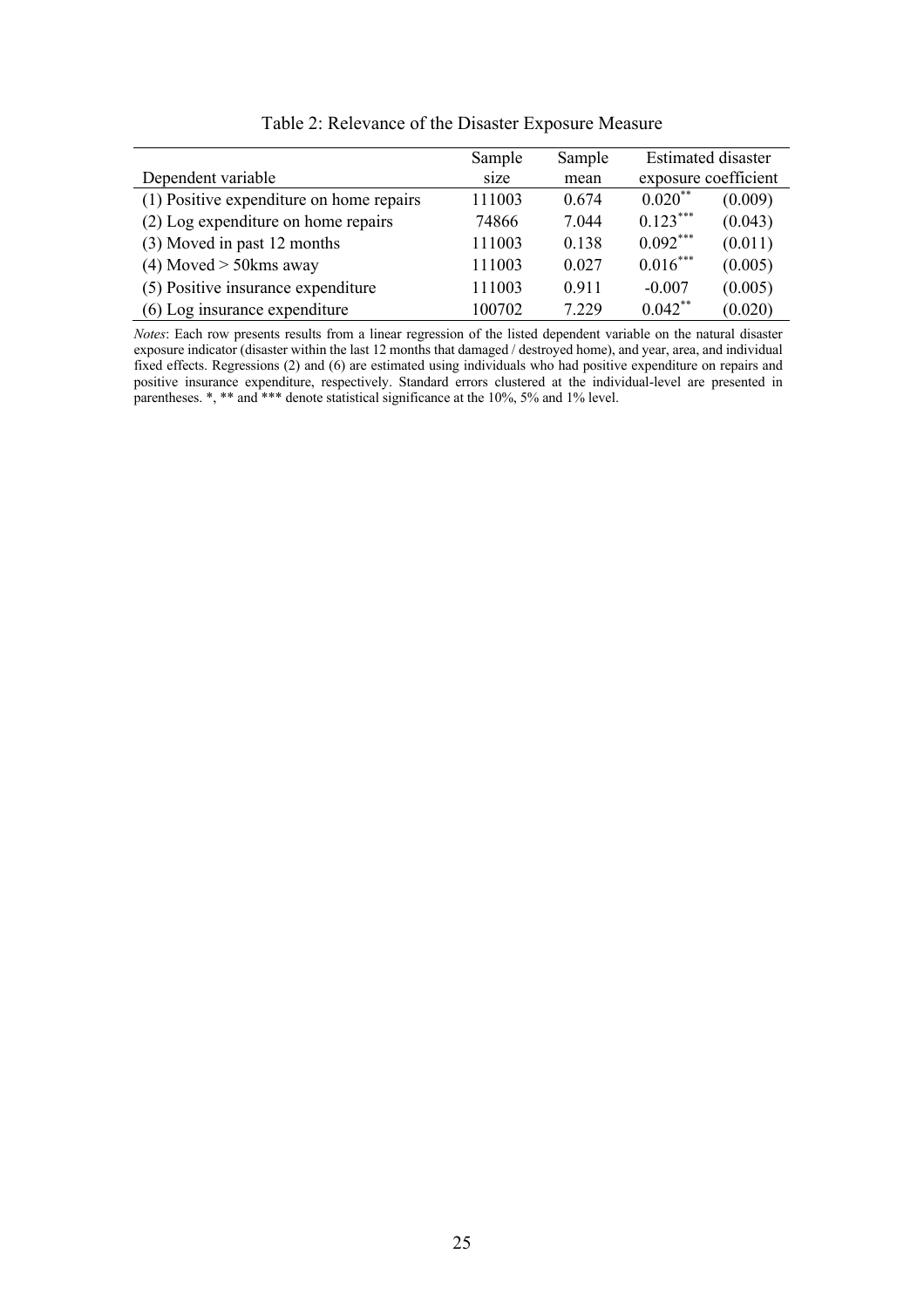Table 2: Relevance of the Disaster Exposure Measure

| Dependent variable | Sample size | Sample mean | Estimated disaster exposure coefficient | |
|---|---|---|---|---|
| (1) Positive expenditure on home repairs | 111003 | 0.674 | $0.020^{**}$ | (0.009) |
| (2) Log expenditure on home repairs | 74866 | 7.044 | $0.123^{***}$ | (0.043) |
| (3) Moved in past 12 months | 111003 | 0.138 | $0.092^{***}$ | (0.011) |
| (4) Moved > 50kms away | 111003 | 0.027 | $0.016^{***}$ | (0.005) |
| (5) Positive insurance expenditure | 111003 | 0.911 | -0.007 | (0.005) |
| (6) Log insurance expenditure | 100702 | 7.229 | $0.042^{**}$ | (0.020) |

*Notes*: Each row presents results from a linear regression of the listed dependent variable on the natural disaster exposure indicator (disaster within the last 12 months that damaged / destroyed home), and year, area, and individual fixed effects. Regressions (2) and (6) are estimated using individuals who had positive expenditure on repairs and positive insurance expenditure, respectively. Standard errors clustered at the individual-level are presented in parentheses. *, ** and *** denote statistical significance at the 10%, 5% and 1% level.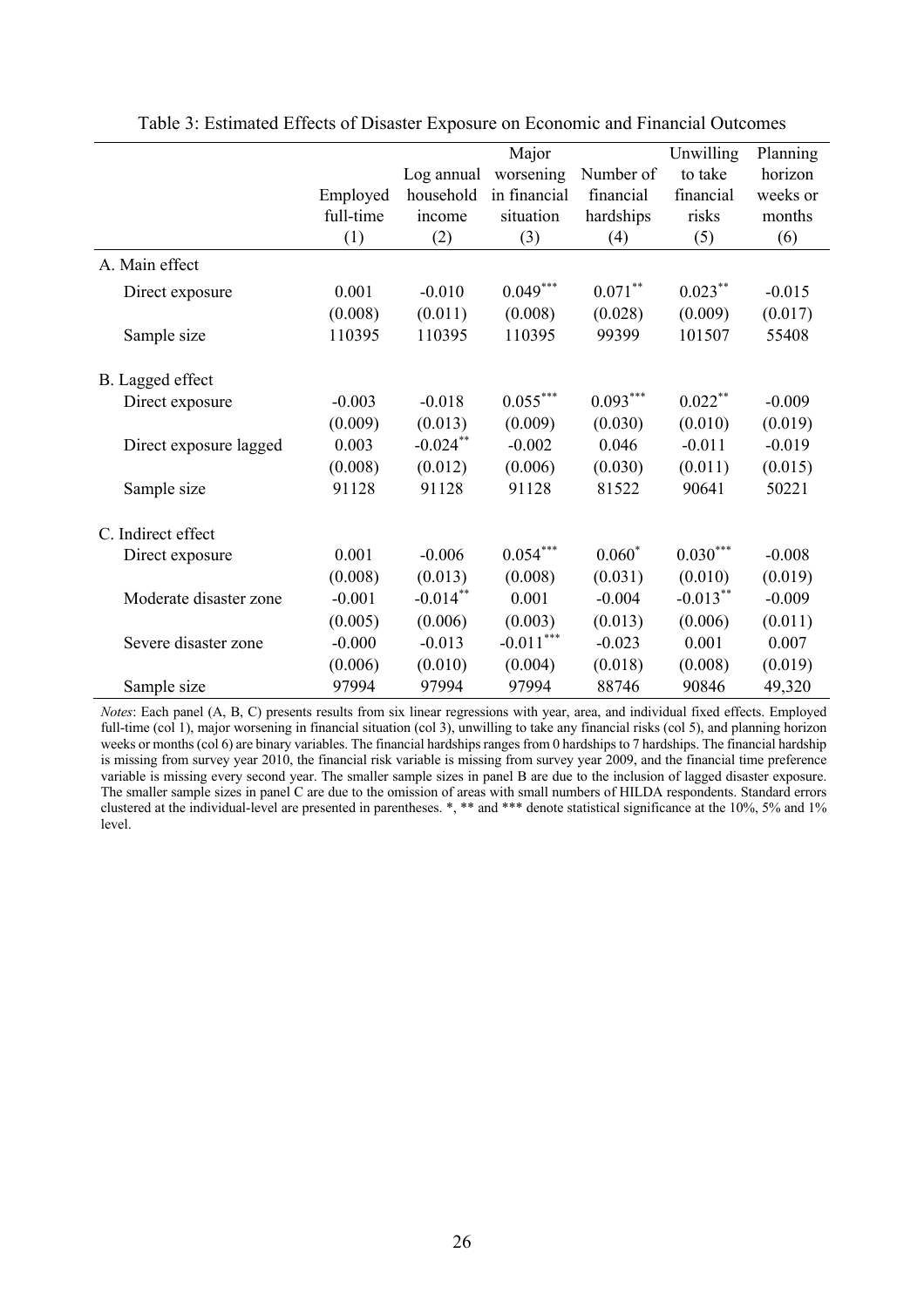Table 3: Estimated Effects of Disaster Exposure on Economic and Financial Outcomes

| | Employed full-time | Log annual household income | Major worsening in financial situation | Number of financial hardships | Unwilling to take financial risks | Planning horizon weeks or months |
|---|---|---|---|---|---|---|
| | (1) | (2) | (3) | (4) | (5) | (6) |
| A. Main effect | | | | | | |
| Direct exposure | 0.001 | -0.010 | 0.049*** | 0.071** | 0.023** | -0.015 |
| | (0.008) | (0.011) | (0.008) | (0.028) | (0.009) | (0.017) |
| Sample size | 110395 | 110395 | 110395 | 99399 | 101507 | 55408 |
| B. Lagged effect | | | | | | |
| Direct exposure | -0.003 | -0.018 | 0.055*** | 0.093*** | 0.022** | -0.009 |
| | (0.009) | (0.013) | (0.009) | (0.030) | (0.010) | (0.019) |
| Direct exposure lagged | 0.003 | -0.024** | -0.002 | 0.046 | -0.011 | -0.019 |
| | (0.008) | (0.012) | (0.006) | (0.030) | (0.011) | (0.015) |
| Sample size | 91128 | 91128 | 91128 | 81522 | 90641 | 50221 |
| C. Indirect effect | | | | | | |
| Direct exposure | 0.001 | -0.006 | 0.054*** | 0.060* | 0.030*** | -0.008 |
| | (0.008) | (0.013) | (0.008) | (0.031) | (0.010) | (0.019) |
| Moderate disaster zone | -0.001 | -0.014** | 0.001 | -0.004 | -0.013** | -0.009 |
| | (0.005) | (0.006) | (0.003) | (0.013) | (0.006) | (0.011) |
| Severe disaster zone | -0.000 | -0.013 | -0.011*** | -0.023 | 0.001 | 0.007 |
| | (0.006) | (0.010) | (0.004) | (0.018) | (0.008) | (0.019) |
| Sample size | 97994 | 97994 | 97994 | 88746 | 90846 | 49,320 |

*Notes*: Each panel (A, B, C) presents results from six linear regressions with year, area, and individual fixed effects. Employed full-time (col 1), major worsening in financial situation (col 3), unwilling to take any financial risks (col 5), and planning horizon weeks or months (col 6) are binary variables. The financial hardships ranges from 0 hardships to 7 hardships. The financial hardship is missing from survey year 2010, the financial risk variable is missing from survey year 2009, and the financial time preference variable is missing every second year. The smaller sample sizes in panel B are due to the inclusion of lagged disaster exposure. The smaller sample sizes in panel C are due to the omission of areas with small numbers of HILDA respondents. Standard errors clustered at the individual-level are presented in parentheses. *, ** and *** denote statistical significance at the 10%, 5% and 1% level.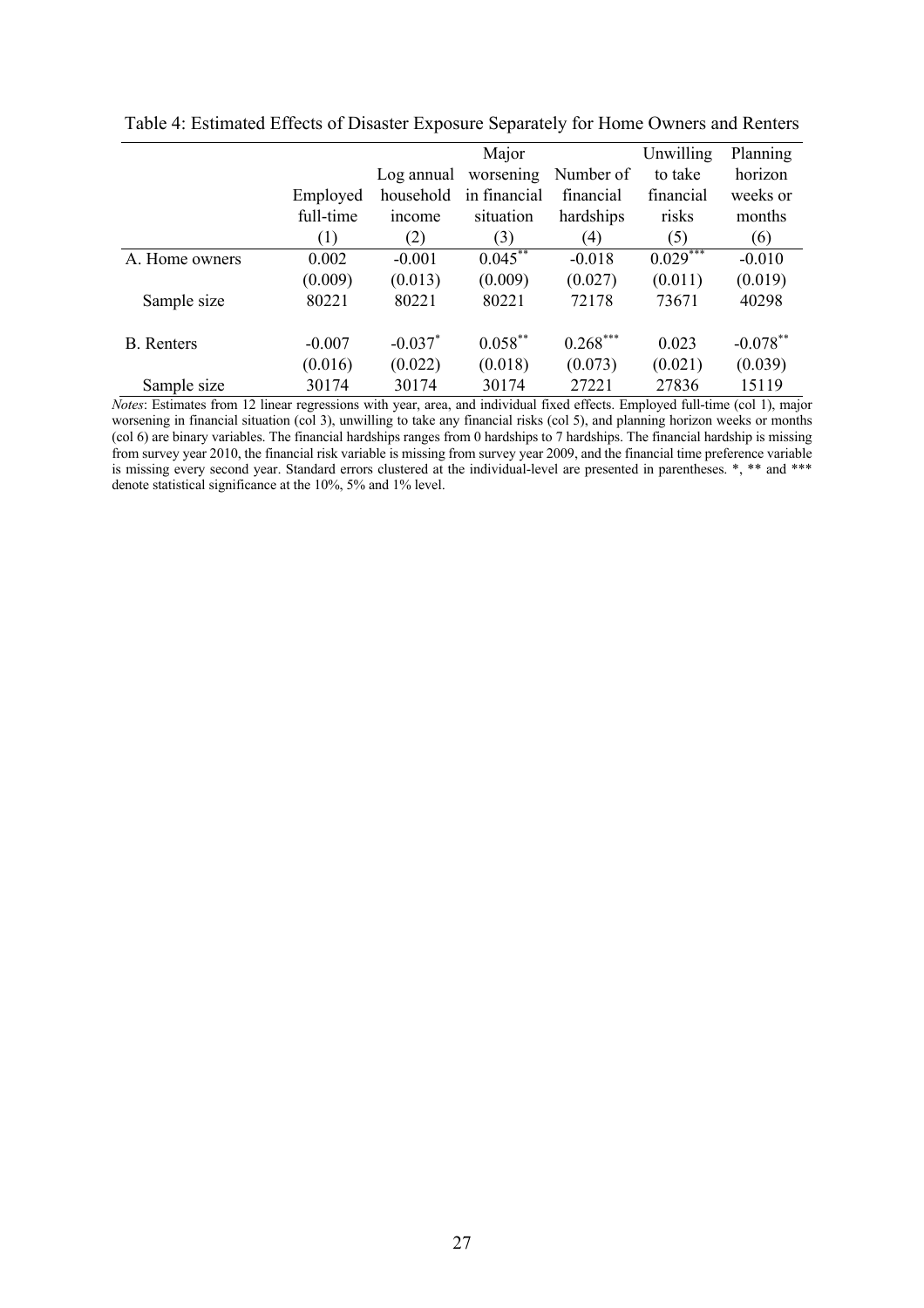Table 4: Estimated Effects of Disaster Exposure Separately for Home Owners and Renters

| | Employed full-time | Log annual household income | Major worsening in financial situation | Number of financial hardships | Unwilling to take financial risks | Planning horizon weeks or months |
|---|---|---|---|---|---|---|
| | (1) | (2) | (3) | (4) | (5) | (6) |
| A. Home owners | 0.002 | -0.001 | 0.045** | -0.018 | 0.029*** | -0.010 |
| | (0.009) | (0.013) | (0.009) | (0.027) | (0.011) | (0.019) |
| Sample size | 80221 | 80221 | 80221 | 72178 | 73671 | 40298 |
| B. Renters | -0.007 | -0.037* | 0.058** | 0.268*** | 0.023 | -0.078** |
| | (0.016) | (0.022) | (0.018) | (0.073) | (0.021) | (0.039) |
| Sample size | 30174 | 30174 | 30174 | 27221 | 27836 | 15119 |

*Notes*: Estimates from 12 linear regressions with year, area, and individual fixed effects. Employed full-time (col 1), major worsening in financial situation (col 3), unwilling to take any financial risks (col 5), and planning horizon weeks or months (col 6) are binary variables. The financial hardships ranges from 0 hardships to 7 hardships. The financial hardship is missing from survey year 2010, the financial risk variable is missing from survey year 2009, and the financial time preference variable is missing every second year. Standard errors clustered at the individual-level are presented in parentheses. *, ** and *** denote statistical significance at the 10%, 5% and 1% level.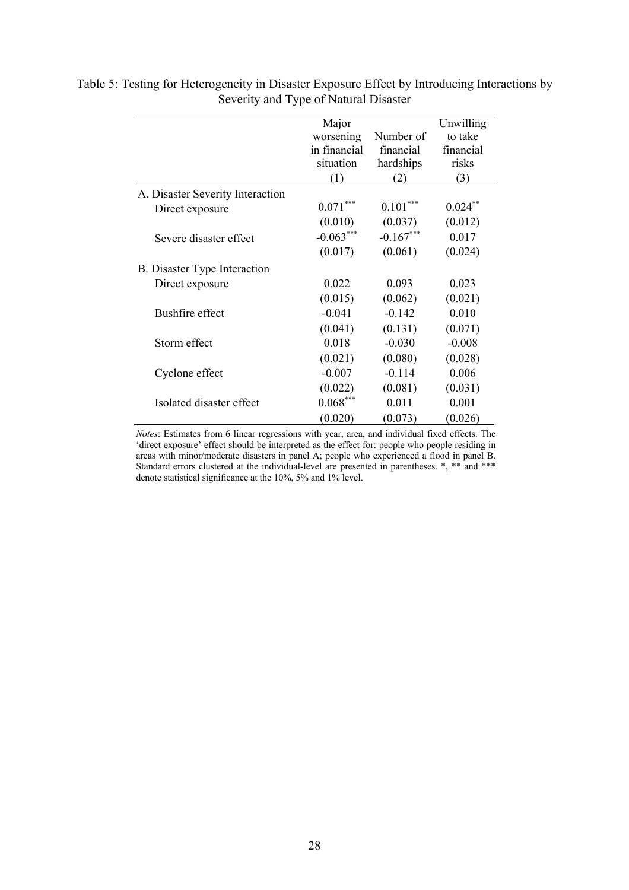Table 5: Testing for Heterogeneity in Disaster Exposure Effect by Introducing Interactions by Severity and Type of Natural Disaster

| | Major worsening in financial situation | Number of financial hardships | Unwilling to take financial risks |
|---|---|---|---|
| | (1) | (2) | (3) |
| A. Disaster Severity Interaction | | | |
| Direct exposure | 0.071*** | 0.101*** | 0.024** |
| | (0.010) | (0.037) | (0.012) |
| Severe disaster effect | -0.063*** | -0.167*** | 0.017 |
| | (0.017) | (0.061) | (0.024) |
| B. Disaster Type Interaction | | | |
| Direct exposure | 0.022 | 0.093 | 0.023 |
| | (0.015) | (0.062) | (0.021) |
| Bushfire effect | -0.041 | -0.142 | 0.010 |
| | (0.041) | (0.131) | (0.071) |
| Storm effect | 0.018 | -0.030 | -0.008 |
| | (0.021) | (0.080) | (0.028) |
| Cyclone effect | -0.007 | -0.114 | 0.006 |
| | (0.022) | (0.081) | (0.031) |
| Isolated disaster effect | 0.068*** | 0.011 | 0.001 |
| | (0.020) | (0.073) | (0.026) |

*Notes*: Estimates from 6 linear regressions with year, area, and individual fixed effects. The 'direct exposure' effect should be interpreted as the effect for: people who people residing in areas with minor/moderate disasters in panel A; people who experienced a flood in panel B. Standard errors clustered at the individual-level are presented in parentheses. *, ** and *** denote statistical significance at the 10%, 5% and 1% level.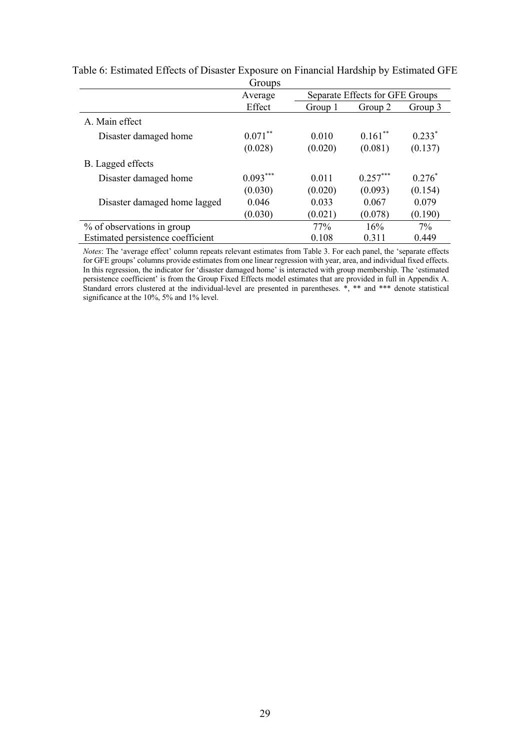Table 6: Estimated Effects of Disaster Exposure on Financial Hardship by Estimated GFE Groups

| | Average Effect | Separate Effects for GFE Groups | | |
|---|---|---|---|---|
| | | Group 1 | Group 2 | Group 3 |
| A. Main effect | | | | |
| Disaster damaged home | 0.071** | 0.010 | 0.161** | 0.233* |
| | (0.028) | (0.020) | (0.081) | (0.137) |
| B. Lagged effects | | | | |
| Disaster damaged home | 0.093*** | 0.011 | 0.257*** | 0.276* |
| | (0.030) | (0.020) | (0.093) | (0.154) |
| Disaster damaged home lagged | 0.046 | 0.033 | 0.067 | 0.079 |
| | (0.030) | (0.021) | (0.078) | (0.190) |
| % of observations in group | | 77% | 16% | 7% |
| Estimated persistence coefficient | | 0.108 | 0.311 | 0.449 |

*Notes*: The 'average effect' column repeats relevant estimates from Table 3. For each panel, the 'separate effects for GFE groups' columns provide estimates from one linear regression with year, area, and individual fixed effects. In this regression, the indicator for 'disaster damaged home' is interacted with group membership. The 'estimated persistence coefficient' is from the Group Fixed Effects model estimates that are provided in full in Appendix A. Standard errors clustered at the individual-level are presented in parentheses. *, ** and *** denote statistical significance at the 10%, 5% and 1% level.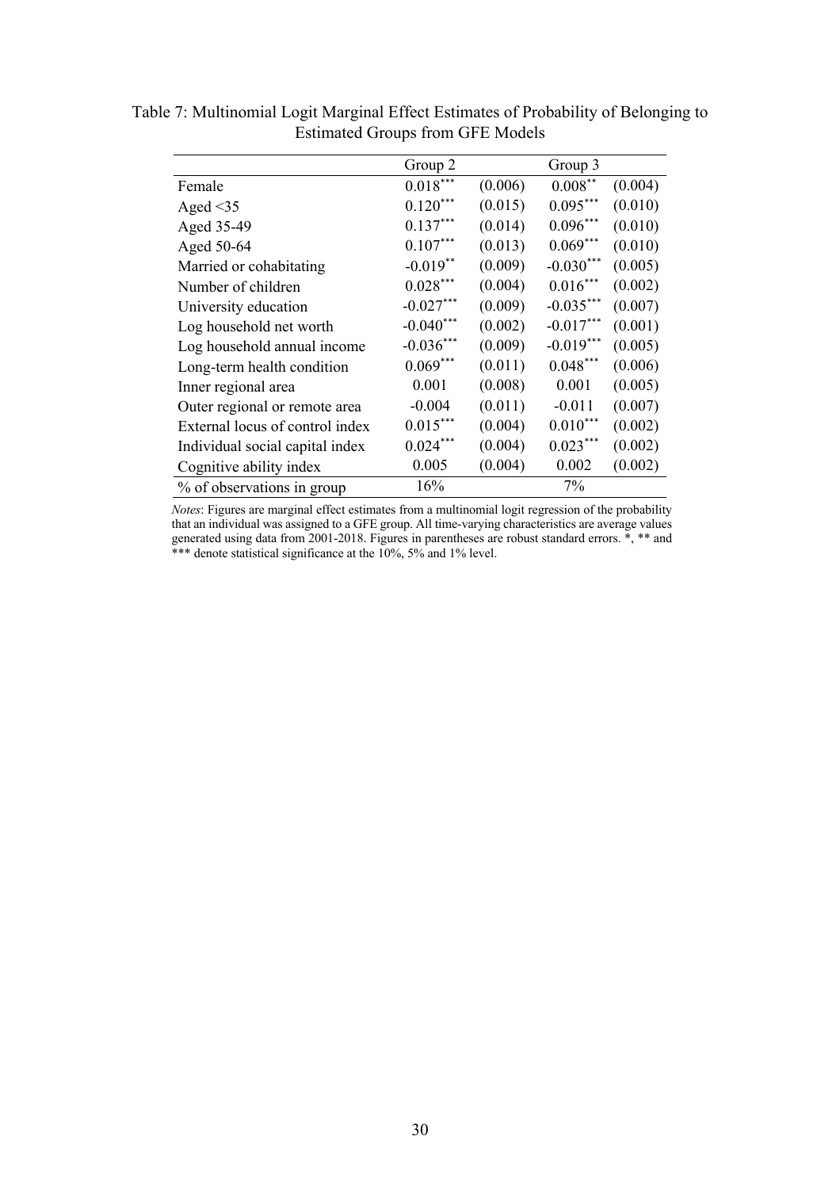Table 7: Multinomial Logit Marginal Effect Estimates of Probability of Belonging to Estimated Groups from GFE Models

| | Group 2 | | Group 3 | |
|---|---|---|---|---|
| Female | 0.018*** | (0.006) | 0.008** | (0.004) |
| Aged <35 | 0.120*** | (0.015) | 0.095*** | (0.010) |
| Aged 35-49 | 0.137*** | (0.014) | 0.096*** | (0.010) |
| Aged 50-64 | 0.107*** | (0.013) | 0.069*** | (0.010) |
| Married or cohabitating | -0.019** | (0.009) | -0.030*** | (0.005) |
| Number of children | 0.028*** | (0.004) | 0.016*** | (0.002) |
| University education | -0.027*** | (0.009) | -0.035*** | (0.007) |
| Log household net worth | -0.040*** | (0.002) | -0.017*** | (0.001) |
| Log household annual income | -0.036*** | (0.009) | -0.019*** | (0.005) |
| Long-term health condition | 0.069*** | (0.011) | 0.048*** | (0.006) |
| Inner regional area | 0.001 | (0.008) | 0.001 | (0.005) |
| Outer regional or remote area | -0.004 | (0.011) | -0.011 | (0.007) |
| External locus of control index | 0.015*** | (0.004) | 0.010*** | (0.002) |
| Individual social capital index | 0.024*** | (0.004) | 0.023*** | (0.002) |
| Cognitive ability index | 0.005 | (0.004) | 0.002 | (0.002) |
| % of observations in group | 16% | | 7% | |

*Notes*: Figures are marginal effect estimates from a multinomial logit regression of the probability that an individual was assigned to a GFE group. All time-varying characteristics are average values generated using data from 2001-2018. Figures in parentheses are robust standard errors. *, ** and *** denote statistical significance at the 10%, 5% and 1% level.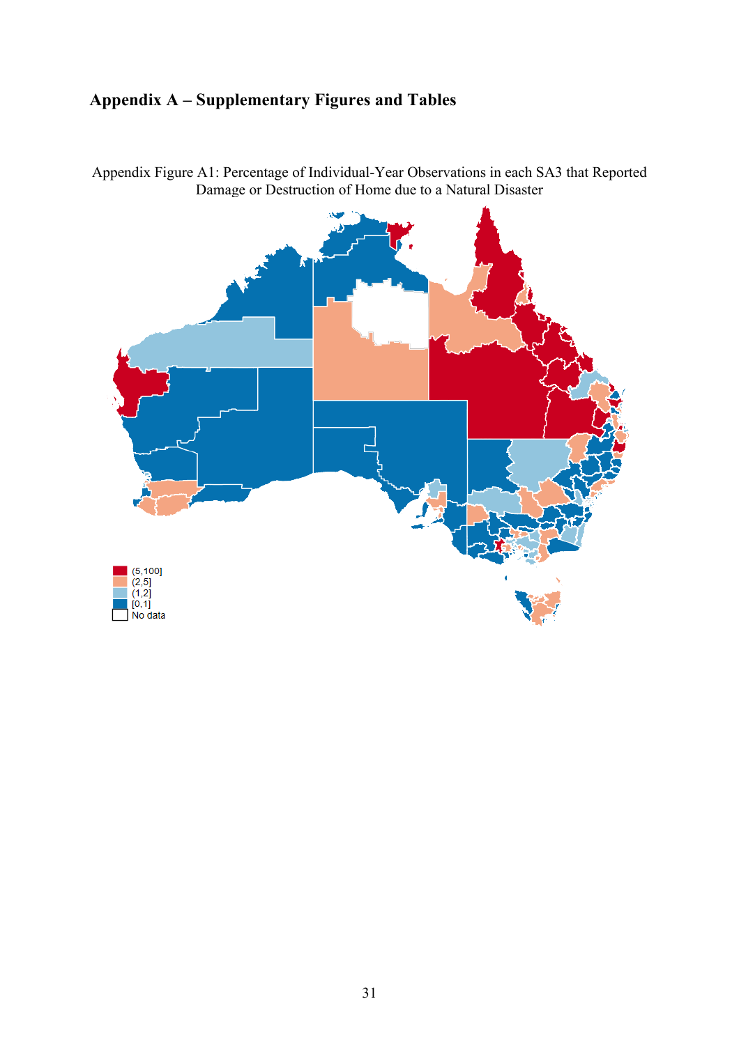## Appendix A – Supplementary Figures and Tables

Appendix Figure A1: Percentage of Individual-Year Observations in each SA3 that Reported Damage or Destruction of Home due to a Natural Disaster

(5,100]
(2,5]
(1,2]
[0,1]
No data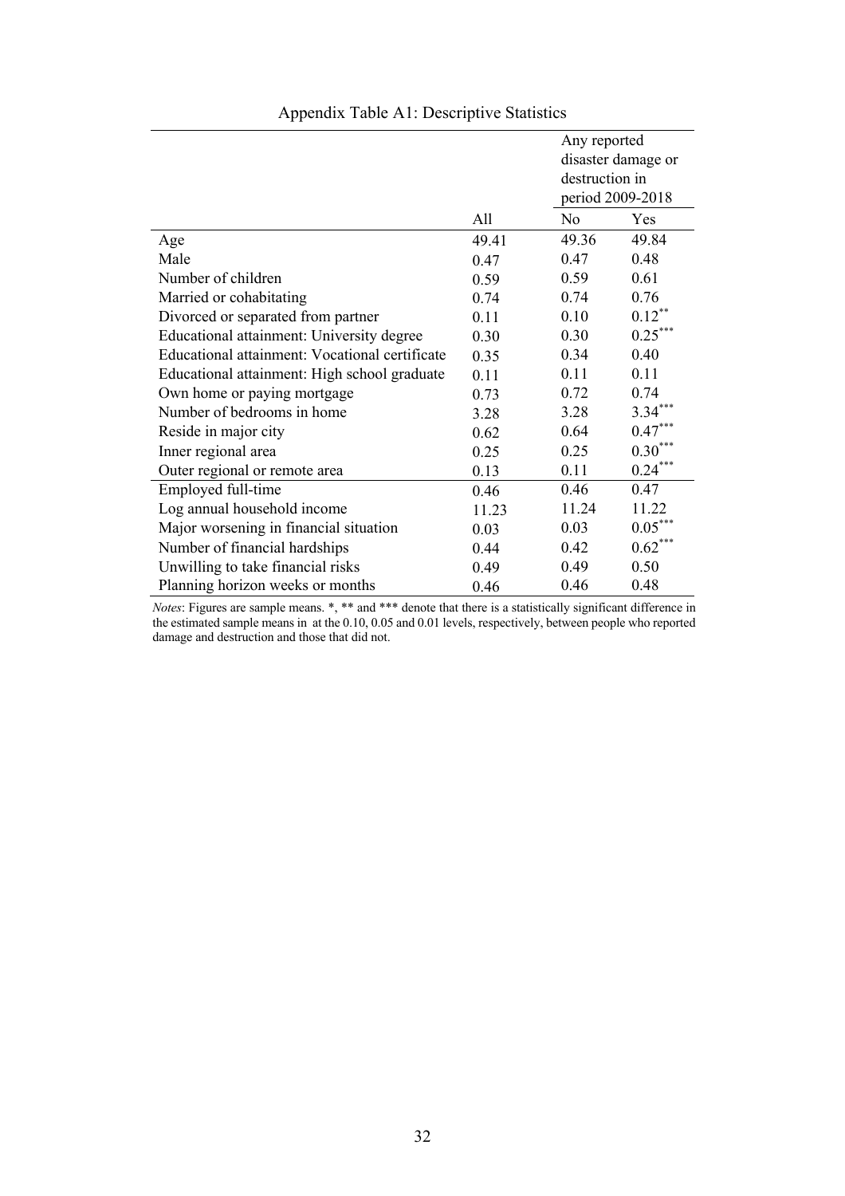Appendix Table A1: Descriptive Statistics

| | | Any reported disaster damage or destruction in period 2009-2018 | |
|---|---|---|---|
| | All | No | Yes |
| Age | 49.41 | 49.36 | 49.84 |
| Male | 0.47 | 0.47 | 0.48 |
| Number of children | 0.59 | 0.59 | 0.61 |
| Married or cohabitating | 0.74 | 0.74 | 0.76 |
| Divorced or separated from partner | 0.11 | 0.10 | $0.12^{**}$ |
| Educational attainment: University degree | 0.30 | 0.30 | $0.25^{***}$ |
| Educational attainment: Vocational certificate | 0.35 | 0.34 | 0.40 |
| Educational attainment: High school graduate | 0.11 | 0.11 | 0.11 |
| Own home or paying mortgage | 0.73 | 0.72 | 0.74 |
| Number of bedrooms in home | 3.28 | 3.28 | $3.34^{***}$ |
| Reside in major city | 0.62 | 0.64 | $0.47^{***}$ |
| Inner regional area | 0.25 | 0.25 | $0.30^{***}$ |
| Outer regional or remote area | 0.13 | 0.11 | $0.24^{***}$ |
| Employed full-time | 0.46 | 0.46 | 0.47 |
| Log annual household income | 11.23 | 11.24 | 11.22 |
| Major worsening in financial situation | 0.03 | 0.03 | $0.05^{***}$ |
| Number of financial hardships | 0.44 | 0.42 | $0.62^{***}$ |
| Unwilling to take financial risks | 0.49 | 0.49 | 0.50 |
| Planning horizon weeks or months | 0.46 | 0.46 | 0.48 |

*Notes*: Figures are sample means. *, ** and *** denote that there is a statistically significant difference in the estimated sample means in at the 0.10, 0.05 and 0.01 levels, respectively, between people who reported damage and destruction and those that did not.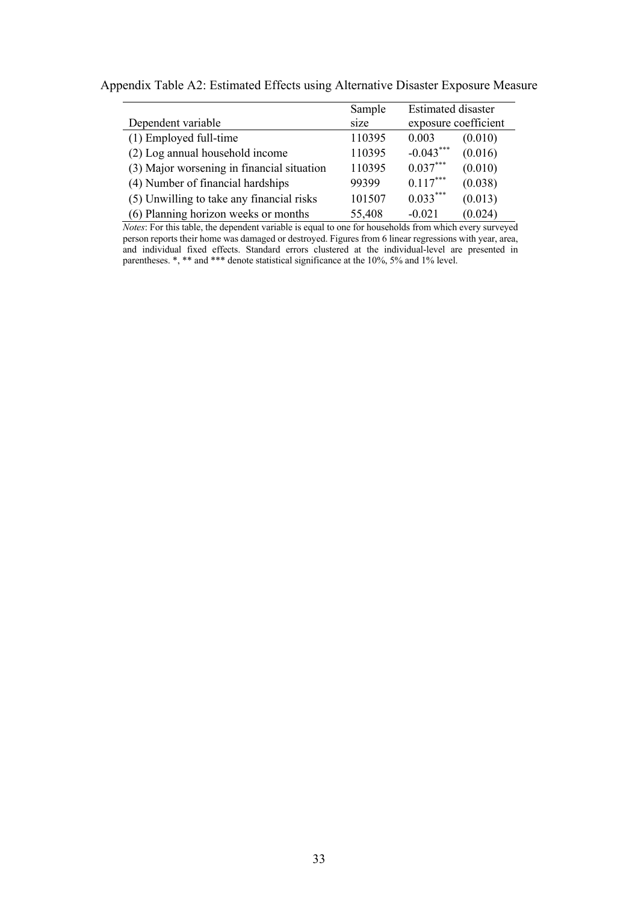Appendix Table A2: Estimated Effects using Alternative Disaster Exposure Measure

| Dependent variable | Sample size | Estimated disaster exposure coefficient | |
|---|---|---|---|
| (1) Employed full-time | 110395 | 0.003 | (0.010) |
| (2) Log annual household income | 110395 | -0.043*** | (0.016) |
| (3) Major worsening in financial situation | 110395 | 0.037*** | (0.010) |
| (4) Number of financial hardships | 99399 | 0.117*** | (0.038) |
| (5) Unwilling to take any financial risks | 101507 | 0.033*** | (0.013) |
| (6) Planning horizon weeks or months | 55,408 | -0.021 | (0.024) |

*Notes*: For this table, the dependent variable is equal to one for households from which every surveyed person reports their home was damaged or destroyed. Figures from 6 linear regressions with year, area, and individual fixed effects. Standard errors clustered at the individual-level are presented in parentheses. *, ** and *** denote statistical significance at the 10%, 5% and 1% level.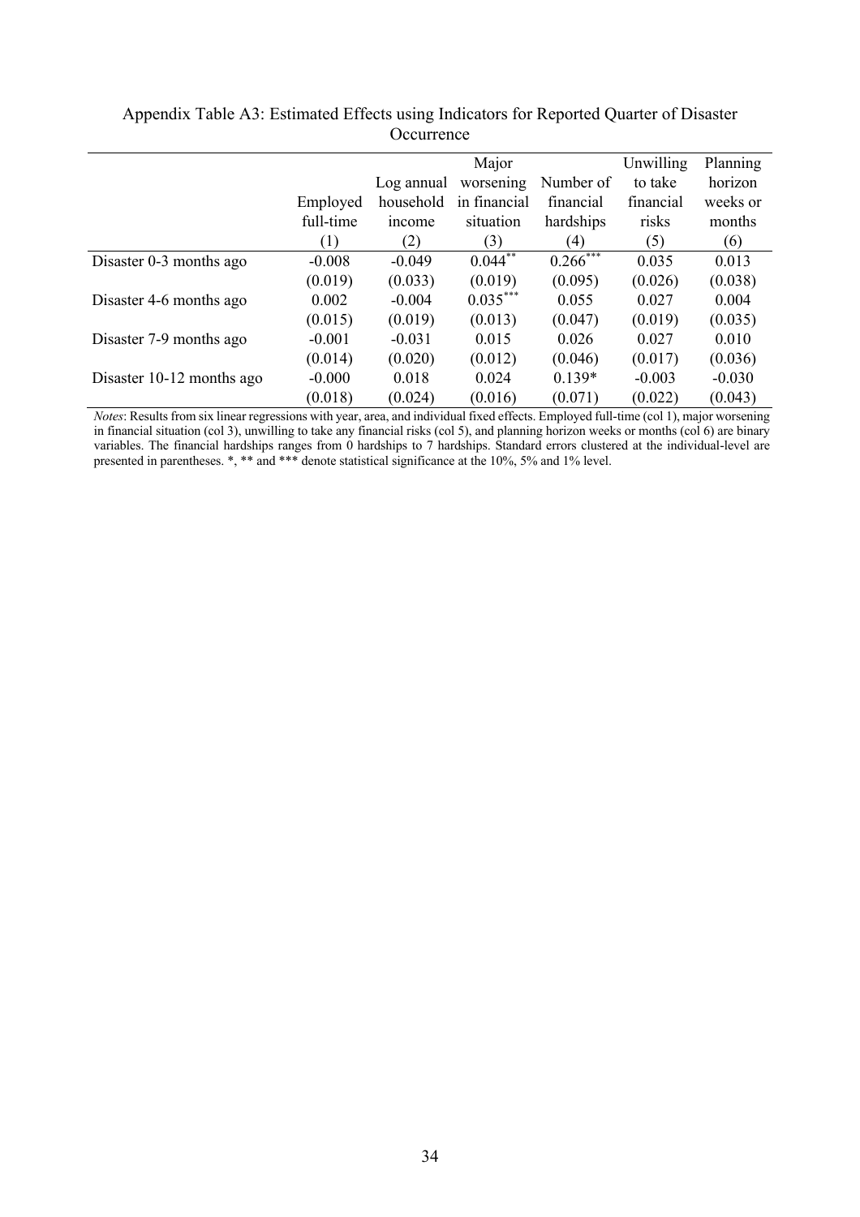Appendix Table A3: Estimated Effects using Indicators for Reported Quarter of Disaster Occurrence

| | Employed full-time | Log annual household income | Major worsening in financial situation | Number of financial hardships | Unwilling to take financial risks | Planning horizon weeks or months |
|---|---|---|---|---|---|---|
| | (1) | (2) | (3) | (4) | (5) | (6) |
| Disaster 0-3 months ago | -0.008 | -0.049 | 0.044** | 0.266*** | 0.035 | 0.013 |
| | (0.019) | (0.033) | (0.019) | (0.095) | (0.026) | (0.038) |
| Disaster 4-6 months ago | 0.002 | -0.004 | 0.035*** | 0.055 | 0.027 | 0.004 |
| | (0.015) | (0.019) | (0.013) | (0.047) | (0.019) | (0.035) |
| Disaster 7-9 months ago | -0.001 | -0.031 | 0.015 | 0.026 | 0.027 | 0.010 |
| | (0.014) | (0.020) | (0.012) | (0.046) | (0.017) | (0.036) |
| Disaster 10-12 months ago | -0.000 | 0.018 | 0.024 | 0.139* | -0.003 | -0.030 |
| | (0.018) | (0.024) | (0.016) | (0.071) | (0.022) | (0.043) |

*Notes*: Results from six linear regressions with year, area, and individual fixed effects. Employed full-time (col 1), major worsening in financial situation (col 3), unwilling to take any financial risks (col 5), and planning horizon weeks or months (col 6) are binary variables. The financial hardships ranges from 0 hardships to 7 hardships. Standard errors clustered at the individual-level are presented in parentheses. *, ** and *** denote statistical significance at the 10%, 5% and 1% level.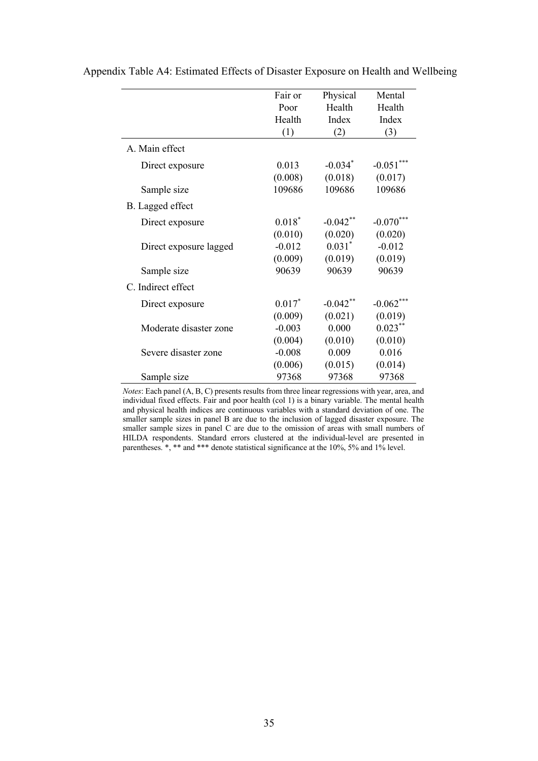Appendix Table A4: Estimated Effects of Disaster Exposure on Health and Wellbeing

| | Fair or Poor Health (1) | Physical Health Index (2) | Mental Health Index (3) |
|---|---|---|---|
| A. Main effect | | | |
| Direct exposure | 0.013 | -0.034* | -0.051*** |
| | (0.008) | (0.018) | (0.017) |
| Sample size | 109686 | 109686 | 109686 |
| B. Lagged effect | | | |
| Direct exposure | 0.018* | -0.042** | -0.070*** |
| | (0.010) | (0.020) | (0.020) |
| Direct exposure lagged | -0.012 | 0.031* | -0.012 |
| | (0.009) | (0.019) | (0.019) |
| Sample size | 90639 | 90639 | 90639 |
| C. Indirect effect | | | |
| Direct exposure | 0.017* | -0.042** | -0.062*** |
| | (0.009) | (0.021) | (0.019) |
| Moderate disaster zone | -0.003 | 0.000 | 0.023** |
| | (0.004) | (0.010) | (0.010) |
| Severe disaster zone | -0.008 | 0.009 | 0.016 |
| | (0.006) | (0.015) | (0.014) |
| Sample size | 97368 | 97368 | 97368 |

*Notes*: Each panel (A, B, C) presents results from three linear regressions with year, area, and individual fixed effects. Fair and poor health (col 1) is a binary variable. The mental health and physical health indices are continuous variables with a standard deviation of one. The smaller sample sizes in panel B are due to the inclusion of lagged disaster exposure. The smaller sample sizes in panel C are due to the omission of areas with small numbers of HILDA respondents. Standard errors clustered at the individual-level are presented in parentheses. *, ** and *** denote statistical significance at the 10%, 5% and 1% level.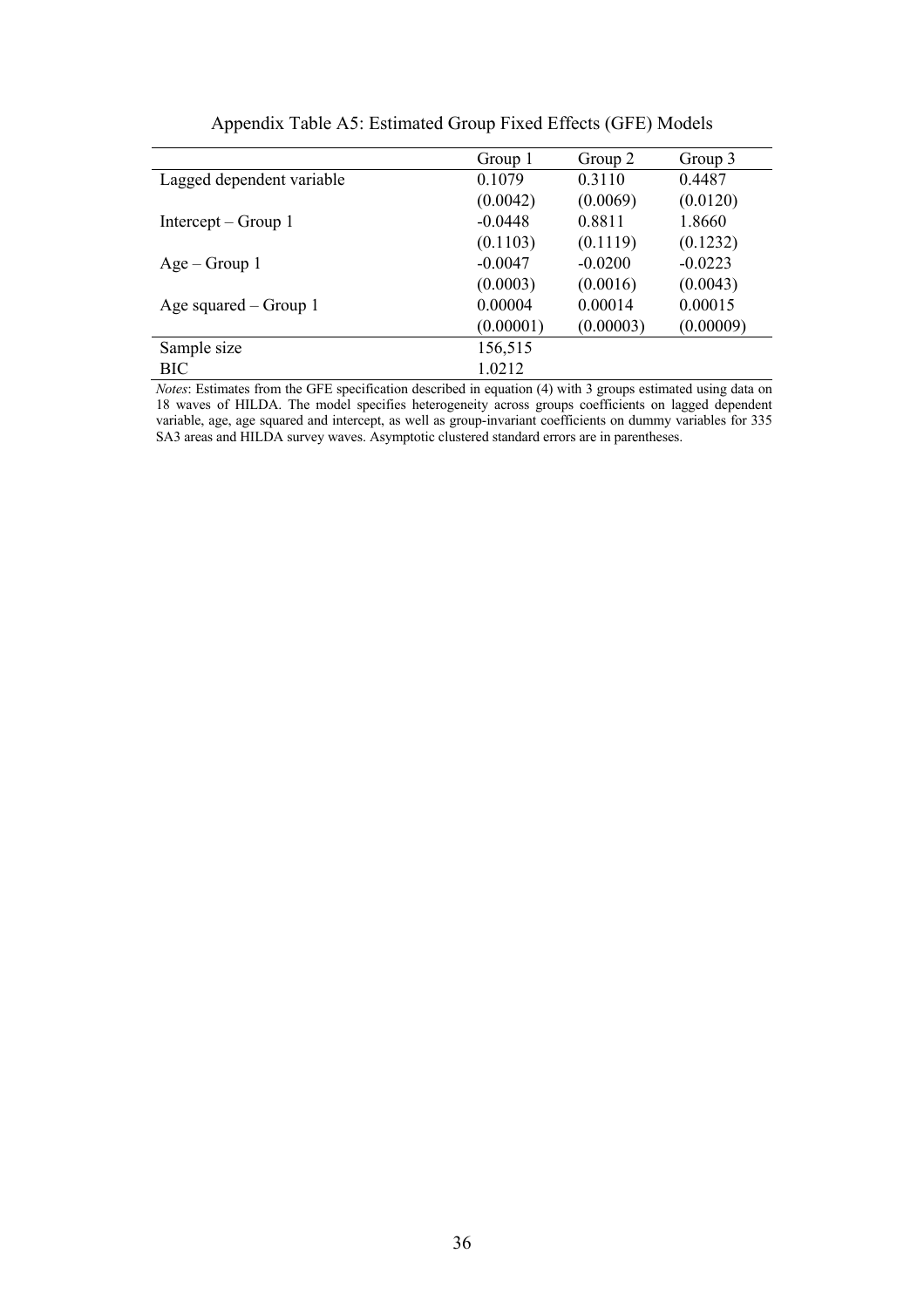Appendix Table A5: Estimated Group Fixed Effects (GFE) Models

| | Group 1 | Group 2 | Group 3 |
|---|---|---|---|
| Lagged dependent variable | 0.1079 | 0.3110 | 0.4487 |
| | (0.0042) | (0.0069) | (0.0120) |
| Intercept – Group 1 | -0.0448 | 0.8811 | 1.8660 |
| | (0.1103) | (0.1119) | (0.1232) |
| Age – Group 1 | -0.0047 | -0.0200 | -0.0223 |
| | (0.0003) | (0.0016) | (0.0043) |
| Age squared – Group 1 | 0.00004 | 0.00014 | 0.00015 |
| | (0.00001) | (0.00003) | (0.00009) |
| Sample size | 156,515 | | |
| BIC | 1.0212 | | |

*Notes*: Estimates from the GFE specification described in equation (4) with 3 groups estimated using data on 18 waves of HILDA. The model specifies heterogeneity across groups coefficients on lagged dependent variable, age, age squared and intercept, as well as group-invariant coefficients on dummy variables for 335 SA3 areas and HILDA survey waves. Asymptotic clustered standard errors are in parentheses.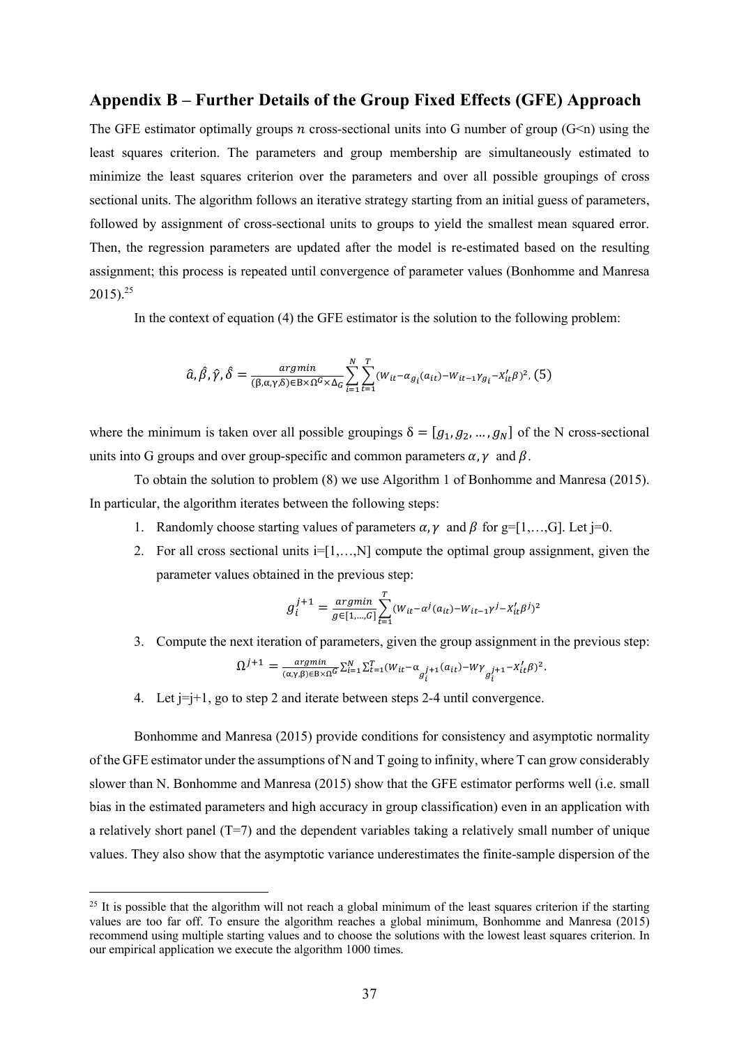## Appendix B – Further Details of the Group Fixed Effects (GFE) Approach

The GFE estimator optimally groups $n$ cross-sectional units into G number of group (G<n) using the least squares criterion. The parameters and group membership are simultaneously estimated to minimize the least squares criterion over the parameters and over all possible groupings of cross sectional units. The algorithm follows an iterative strategy starting from an initial guess of parameters, followed by assignment of cross-sectional units to groups to yield the smallest mean squared error. Then, the regression parameters are updated after the model is re-estimated based on the resulting assignment; this process is repeated until convergence of parameter values (Bonhomme and Manresa 2015).[25]

In the context of equation (4) the GFE estimator is the solution to the following problem:

$$\hat{a}, \hat{\beta}, \hat{\gamma}, \hat{\delta} = \underset{(\beta,\alpha,\gamma,\delta) \in \mathrm{B} \times \Omega^G \times \Delta_G}{argmin} \sum_{i=1}^{N} \sum_{t=1}^{T} (W_{it} - \alpha_{g_i}(a_{it}) - W_{it-1}\gamma_{g_i} - X'_{it}\beta)^2, \quad (5)$$

where the minimum is taken over all possible groupings $\delta = [g_1, g_2, \ldots, g_N]$ of the N cross-sectional units into G groups and over group-specific and common parameters $\alpha, \gamma$ and $\beta$.

To obtain the solution to problem (8) we use Algorithm 1 of Bonhomme and Manresa (2015). In particular, the algorithm iterates between the following steps:

1. Randomly choose starting values of parameters $\alpha, \gamma$ and $\beta$ for g=[1,…,G]. Let j=0.
2. For all cross sectional units i=[1,…,N] compute the optimal group assignment, given the parameter values obtained in the previous step:
$$g_i^{j+1} = \underset{g \in [1,\ldots,G]}{argmin} \sum_{t=1}^{T} (W_{it} - \alpha^j(a_{it}) - W_{it-1}\gamma^j - X'_{it}\beta^j)^2$$
3. Compute the next iteration of parameters, given the group assignment in the previous step:
$$\Omega^{j+1} = \underset{(\alpha,\gamma,\beta) \in \mathrm{B} \times \Omega^G}{argmin} \sum_{i=1}^{N} \sum_{t=1}^{T} (W_{it} - \alpha_{g_i^{j+1}}(a_{it}) - W\gamma_{g_i^{j+1}} - X'_{it}\beta)^2.$$
4. Let j=j+1, go to step 2 and iterate between steps 2-4 until convergence.

Bonhomme and Manresa (2015) provide conditions for consistency and asymptotic normality of the GFE estimator under the assumptions of N and T going to infinity, where T can grow considerably slower than N. Bonhomme and Manresa (2015) show that the GFE estimator performs well (i.e. small bias in the estimated parameters and high accuracy in group classification) even in an application with a relatively short panel (T=7) and the dependent variables taking a relatively small number of unique values. They also show that the asymptotic variance underestimates the finite-sample dispersion of the

[25] It is possible that the algorithm will not reach a global minimum of the least squares criterion if the starting values are too far off. To ensure the algorithm reaches a global minimum, Bonhomme and Manresa (2015) recommend using multiple starting values and to choose the solutions with the lowest least squares criterion. In our empirical application we execute the algorithm 1000 times.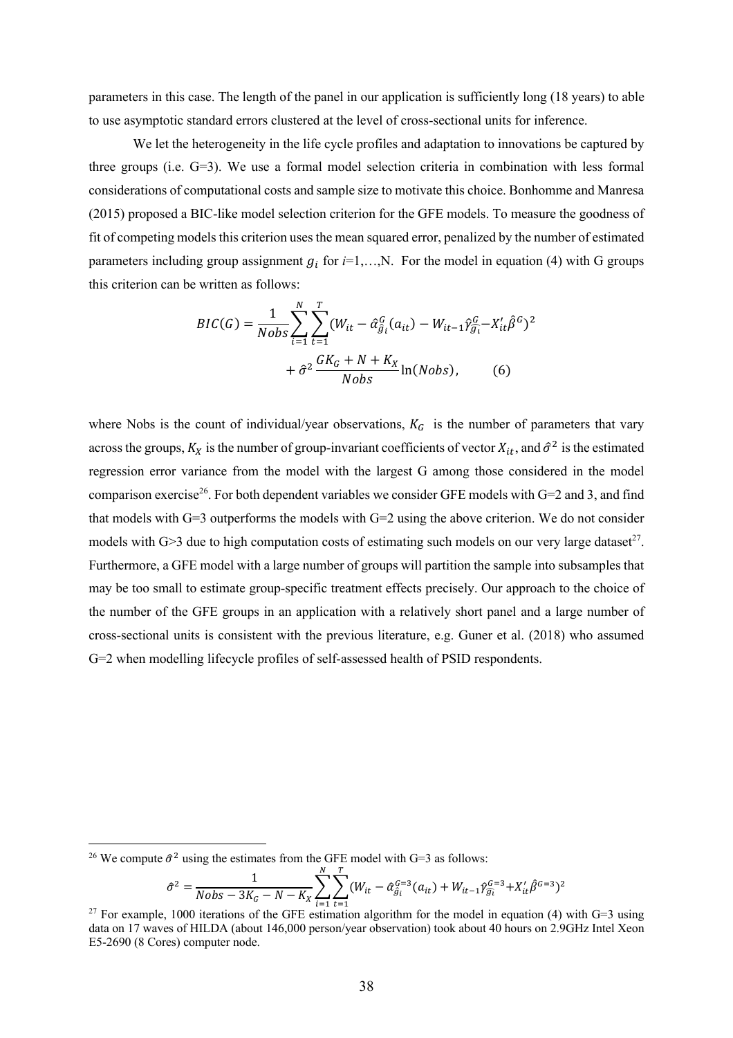parameters in this case. The length of the panel in our application is sufficiently long (18 years) to able to use asymptotic standard errors clustered at the level of cross-sectional units for inference.

We let the heterogeneity in the life cycle profiles and adaptation to innovations be captured by three groups (i.e. G=3). We use a formal model selection criteria in combination with less formal considerations of computational costs and sample size to motivate this choice. Bonhomme and Manresa (2015) proposed a BIC-like model selection criterion for the GFE models. To measure the goodness of fit of competing models this criterion uses the mean squared error, penalized by the number of estimated parameters including group assignment $g_i$ for $i$=1,…,N. For the model in equation (4) with G groups this criterion can be written as follows:

$$BIC(G) = \frac{1}{Nobs}\sum_{i=1}^{N}\sum_{t=1}^{T}(W_{it} - \hat{\alpha}^{G}_{\hat{g}_i}(a_{it}) - W_{it-1}\hat{\gamma}^{G}_{\hat{g}_i} - X'_{it}\hat{\beta}^{G})^2 + \hat{\sigma}^2 \frac{GK_G + N + K_X}{Nobs}\ln(Nobs), \qquad (6)$$

where Nobs is the count of individual/year observations, $K_G$ is the number of parameters that vary across the groups, $K_X$ is the number of group-invariant coefficients of vector $X_{it}$, and $\hat{\sigma}^2$ is the estimated regression error variance from the model with the largest G among those considered in the model comparison exercise[26]. For both dependent variables we consider GFE models with G=2 and 3, and find that models with G=3 outperforms the models with G=2 using the above criterion. We do not consider models with G>3 due to high computation costs of estimating such models on our very large dataset[27]. Furthermore, a GFE model with a large number of groups will partition the sample into subsamples that may be too small to estimate group-specific treatment effects precisely. Our approach to the choice of the number of the GFE groups in an application with a relatively short panel and a large number of cross-sectional units is consistent with the previous literature, e.g. Guner et al. (2018) who assumed G=2 when modelling lifecycle profiles of self-assessed health of PSID respondents.

[26] We compute $\hat{\sigma}^2$ using the estimates from the GFE model with G=3 as follows:

$$\hat{\sigma}^2 = \frac{1}{Nobs - 3K_G - N - K_X}\sum_{i=1}^{N}\sum_{t=1}^{T}(W_{it} - \hat{\alpha}^{G=3}_{\hat{g}_i}(a_{it}) + W_{it-1}\hat{\gamma}^{G=3}_{\hat{g}_i} + X'_{it}\hat{\beta}^{G=3})^2$$

[27] For example, 1000 iterations of the GFE estimation algorithm for the model in equation (4) with G=3 using data on 17 waves of HILDA (about 146,000 person/year observation) took about 40 hours on 2.9GHz Intel Xeon E5-2690 (8 Cores) computer node.